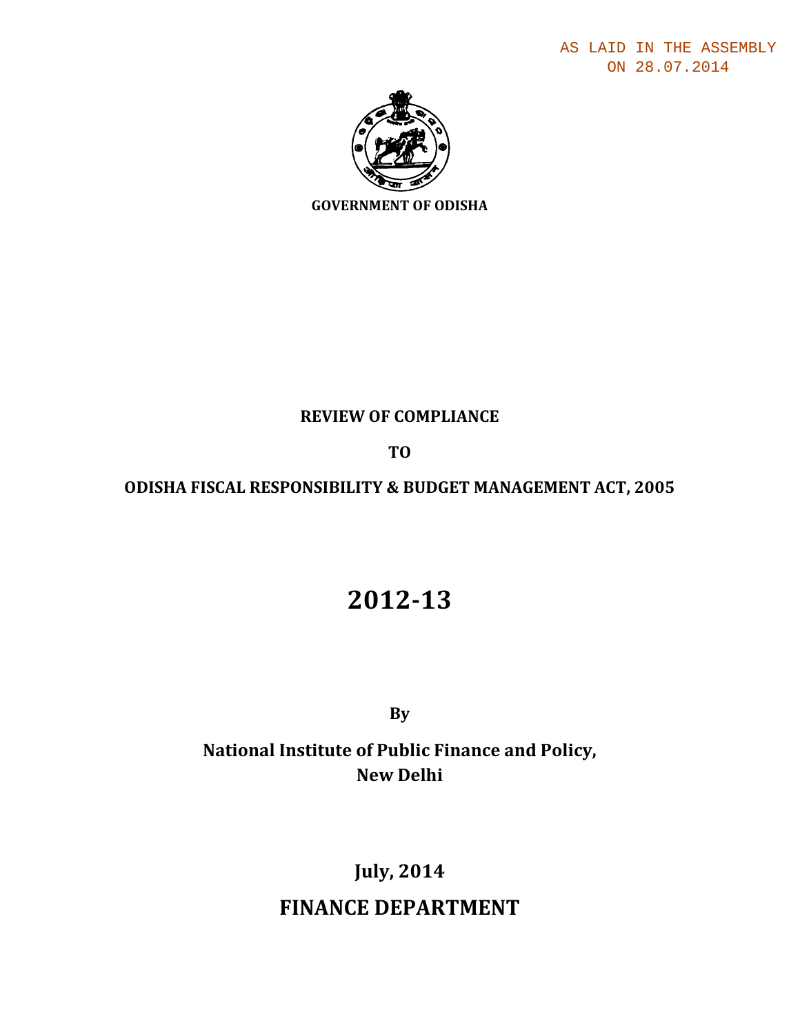AS LAID IN THE ASSEMBLY
ON 28.07.2014

**GOVERNMENT OF ODISHA**

**REVIEW OF COMPLIANCE**

**TO**

**ODISHA FISCAL RESPONSIBILITY & BUDGET MANAGEMENT ACT, 2005**

# 2012-13

**By**

**National Institute of Public Finance and Policy, New Delhi**

**July, 2014**

**FINANCE DEPARTMENT**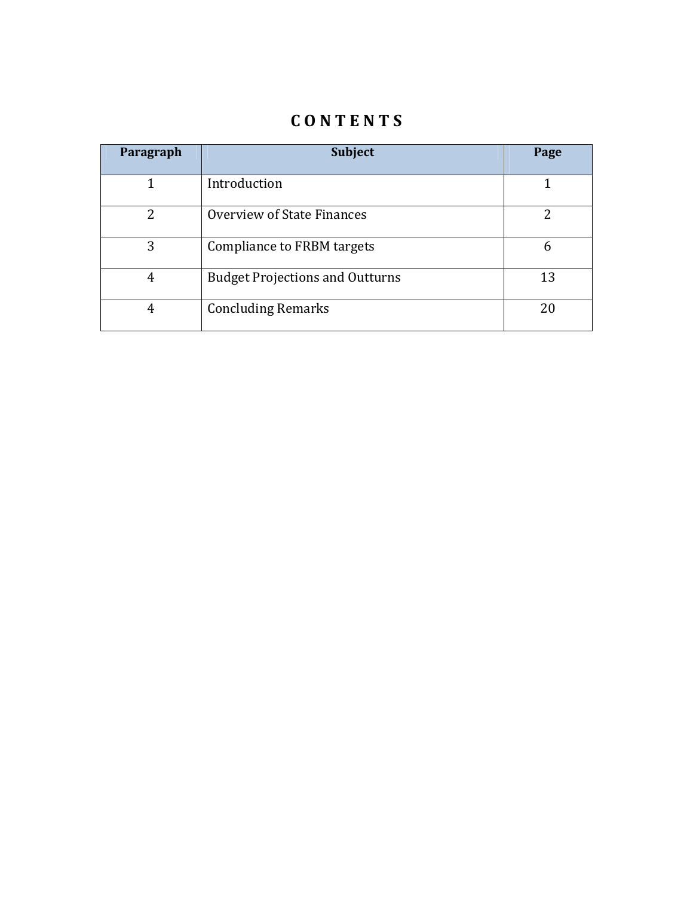# C O N T E N T S

| Paragraph | Subject | Page |
|---|---|---|
| 1 | Introduction | 1 |
| 2 | Overview of State Finances | 2 |
| 3 | Compliance to FRBM targets | 6 |
| 4 | Budget Projections and Outturns | 13 |
| 4 | Concluding Remarks | 20 |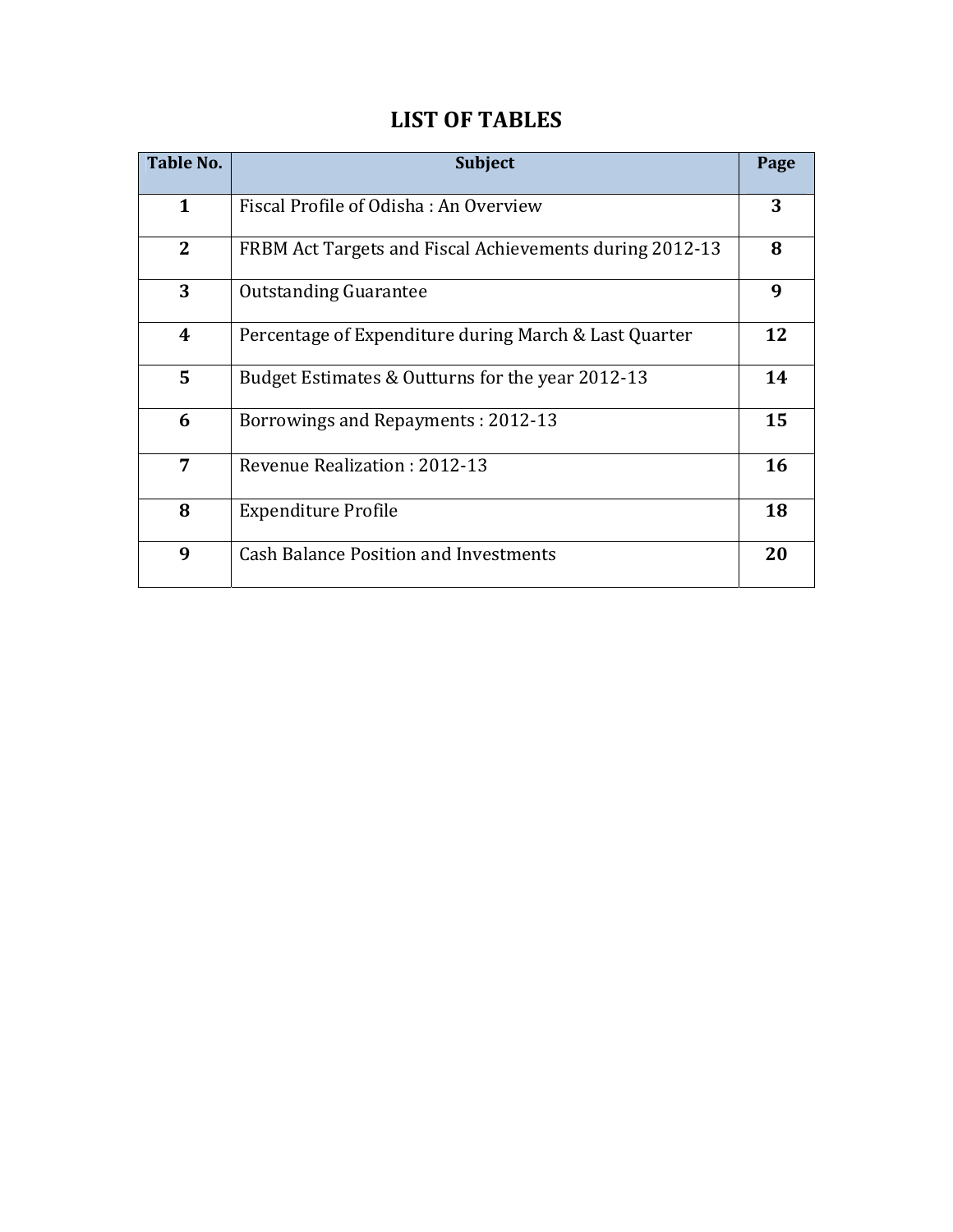# LIST OF TABLES

| Table No. | Subject | Page |
|---|---|---|
| 1 | Fiscal Profile of Odisha : An Overview | 3 |
| 2 | FRBM Act Targets and Fiscal Achievements during 2012-13 | 8 |
| 3 | Outstanding Guarantee | 9 |
| 4 | Percentage of Expenditure during March & Last Quarter | 12 |
| 5 | Budget Estimates & Outturns for the year 2012-13 | 14 |
| 6 | Borrowings and Repayments : 2012-13 | 15 |
| 7 | Revenue Realization : 2012-13 | 16 |
| 8 | Expenditure Profile | 18 |
| 9 | Cash Balance Position and Investments | 20 |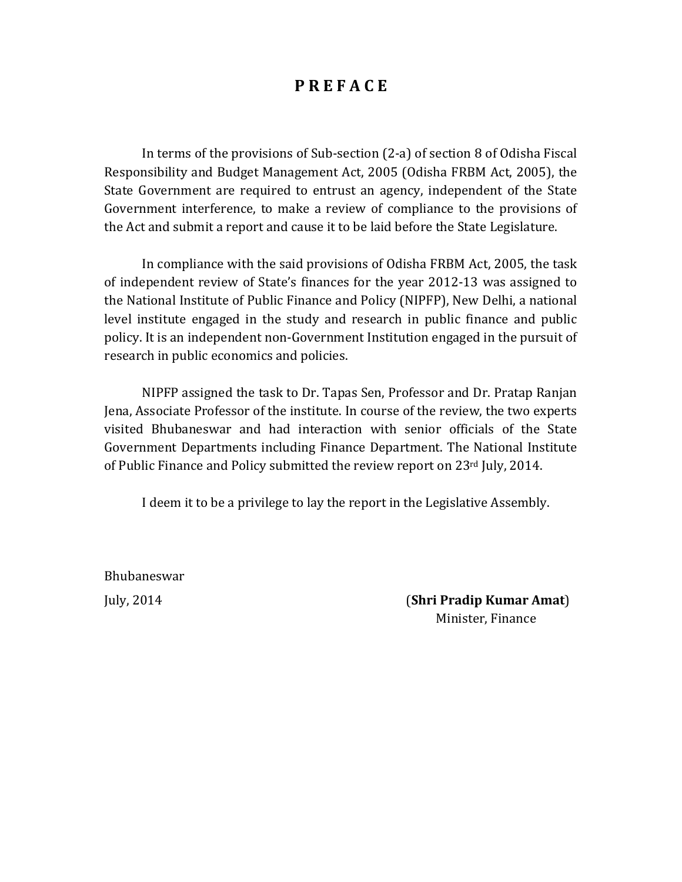# P R E F A C E

In terms of the provisions of Sub-section (2-a) of section 8 of Odisha Fiscal Responsibility and Budget Management Act, 2005 (Odisha FRBM Act, 2005), the State Government are required to entrust an agency, independent of the State Government interference, to make a review of compliance to the provisions of the Act and submit a report and cause it to be laid before the State Legislature.

In compliance with the said provisions of Odisha FRBM Act, 2005, the task of independent review of State's finances for the year 2012-13 was assigned to the National Institute of Public Finance and Policy (NIPFP), New Delhi, a national level institute engaged in the study and research in public finance and public policy. It is an independent non-Government Institution engaged in the pursuit of research in public economics and policies.

NIPFP assigned the task to Dr. Tapas Sen, Professor and Dr. Pratap Ranjan Jena, Associate Professor of the institute. In course of the review, the two experts visited Bhubaneswar and had interaction with senior officials of the State Government Departments including Finance Department. The National Institute of Public Finance and Policy submitted the review report on 23rd July, 2014.

I deem it to be a privilege to lay the report in the Legislative Assembly.

Bhubaneswar

July, 2014

(**Shri Pradip Kumar Amat**)
Minister, Finance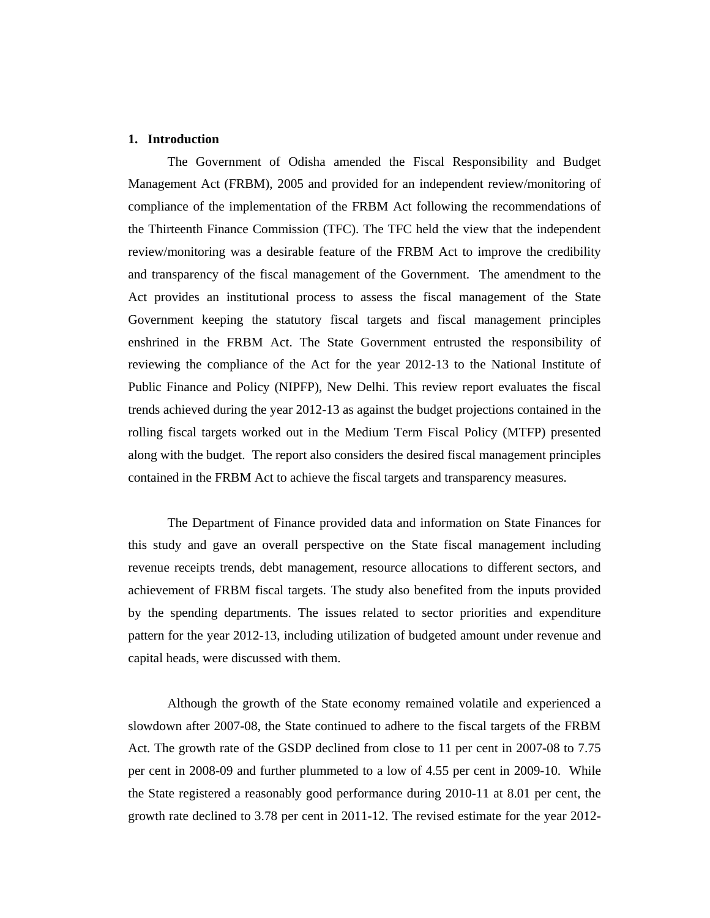## 1. Introduction

The Government of Odisha amended the Fiscal Responsibility and Budget Management Act (FRBM), 2005 and provided for an independent review/monitoring of compliance of the implementation of the FRBM Act following the recommendations of the Thirteenth Finance Commission (TFC). The TFC held the view that the independent review/monitoring was a desirable feature of the FRBM Act to improve the credibility and transparency of the fiscal management of the Government. The amendment to the Act provides an institutional process to assess the fiscal management of the State Government keeping the statutory fiscal targets and fiscal management principles enshrined in the FRBM Act. The State Government entrusted the responsibility of reviewing the compliance of the Act for the year 2012-13 to the National Institute of Public Finance and Policy (NIPFP), New Delhi. This review report evaluates the fiscal trends achieved during the year 2012-13 as against the budget projections contained in the rolling fiscal targets worked out in the Medium Term Fiscal Policy (MTFP) presented along with the budget. The report also considers the desired fiscal management principles contained in the FRBM Act to achieve the fiscal targets and transparency measures.

The Department of Finance provided data and information on State Finances for this study and gave an overall perspective on the State fiscal management including revenue receipts trends, debt management, resource allocations to different sectors, and achievement of FRBM fiscal targets. The study also benefited from the inputs provided by the spending departments. The issues related to sector priorities and expenditure pattern for the year 2012-13, including utilization of budgeted amount under revenue and capital heads, were discussed with them.

Although the growth of the State economy remained volatile and experienced a slowdown after 2007-08, the State continued to adhere to the fiscal targets of the FRBM Act. The growth rate of the GSDP declined from close to 11 per cent in 2007-08 to 7.75 per cent in 2008-09 and further plummeted to a low of 4.55 per cent in 2009-10. While the State registered a reasonably good performance during 2010-11 at 8.01 per cent, the growth rate declined to 3.78 per cent in 2011-12. The revised estimate for the year 2012-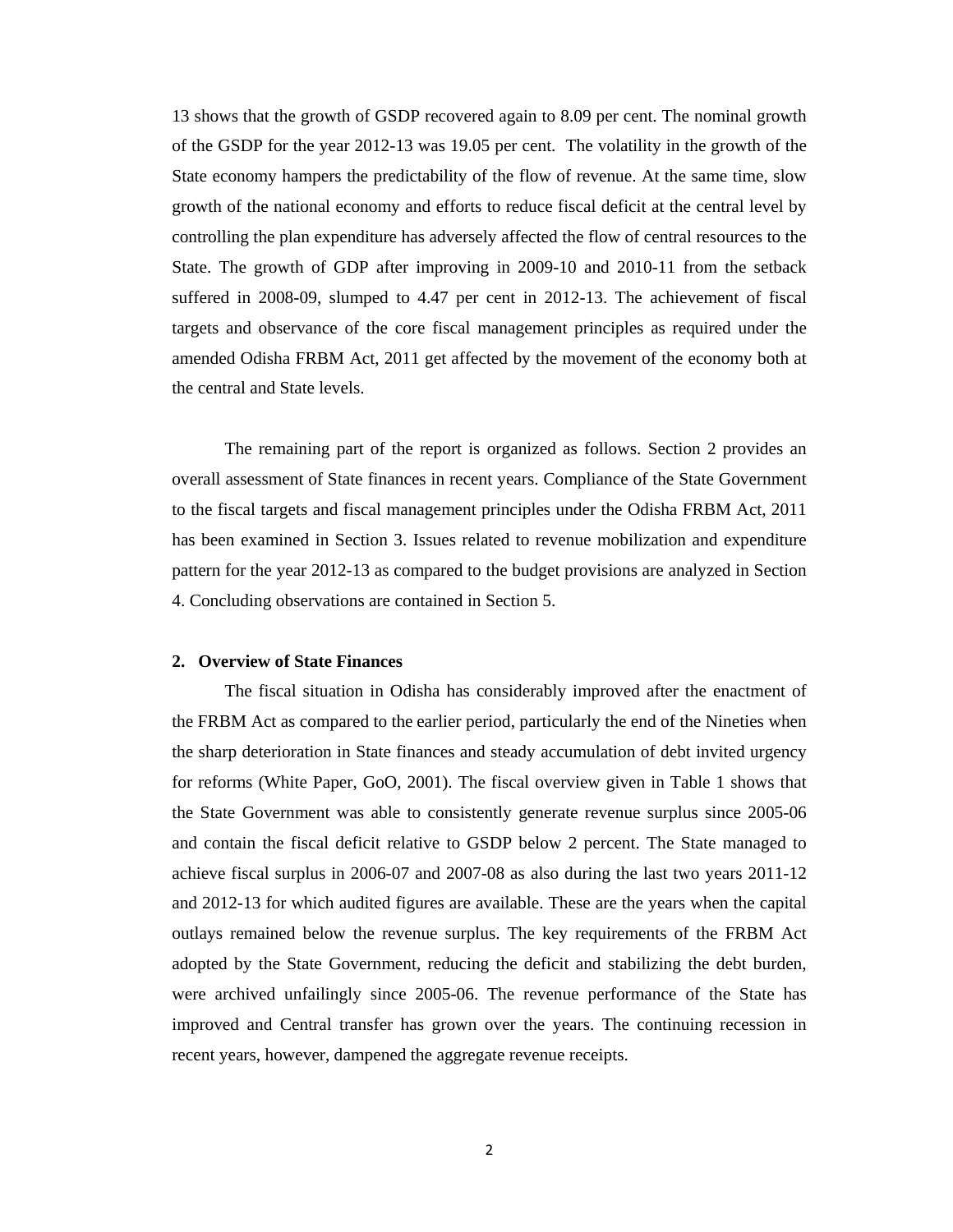13 shows that the growth of GSDP recovered again to 8.09 per cent. The nominal growth of the GSDP for the year 2012-13 was 19.05 per cent. The volatility in the growth of the State economy hampers the predictability of the flow of revenue. At the same time, slow growth of the national economy and efforts to reduce fiscal deficit at the central level by controlling the plan expenditure has adversely affected the flow of central resources to the State. The growth of GDP after improving in 2009-10 and 2010-11 from the setback suffered in 2008-09, slumped to 4.47 per cent in 2012-13. The achievement of fiscal targets and observance of the core fiscal management principles as required under the amended Odisha FRBM Act, 2011 get affected by the movement of the economy both at the central and State levels.

The remaining part of the report is organized as follows. Section 2 provides an overall assessment of State finances in recent years. Compliance of the State Government to the fiscal targets and fiscal management principles under the Odisha FRBM Act, 2011 has been examined in Section 3. Issues related to revenue mobilization and expenditure pattern for the year 2012-13 as compared to the budget provisions are analyzed in Section 4. Concluding observations are contained in Section 5.

## 2. Overview of State Finances

The fiscal situation in Odisha has considerably improved after the enactment of the FRBM Act as compared to the earlier period, particularly the end of the Nineties when the sharp deterioration in State finances and steady accumulation of debt invited urgency for reforms (White Paper, GoO, 2001). The fiscal overview given in Table 1 shows that the State Government was able to consistently generate revenue surplus since 2005-06 and contain the fiscal deficit relative to GSDP below 2 percent. The State managed to achieve fiscal surplus in 2006-07 and 2007-08 as also during the last two years 2011-12 and 2012-13 for which audited figures are available. These are the years when the capital outlays remained below the revenue surplus. The key requirements of the FRBM Act adopted by the State Government, reducing the deficit and stabilizing the debt burden, were archived unfailingly since 2005-06. The revenue performance of the State has improved and Central transfer has grown over the years. The continuing recession in recent years, however, dampened the aggregate revenue receipts.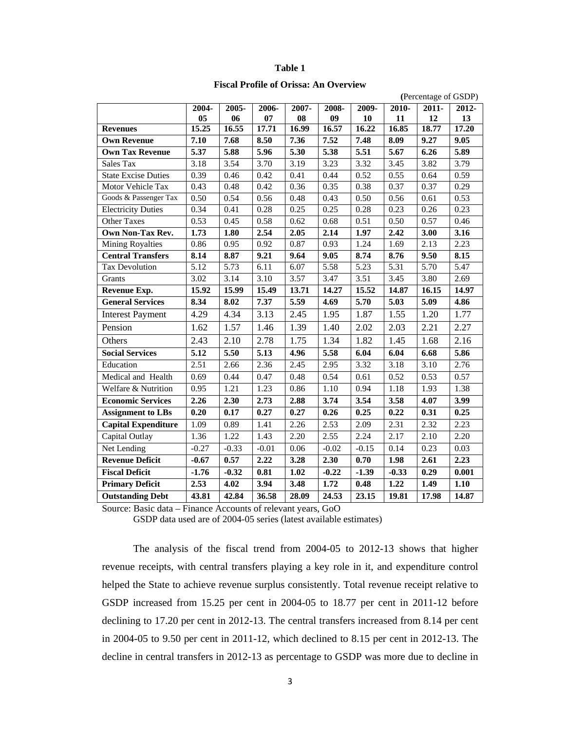**Table 1**

**Fiscal Profile of Orissa: An Overview**

(Percentage of GSDP)

| | 2004-05 | 2005-06 | 2006-07 | 2007-08 | 2008-09 | 2009-10 | 2010-11 | 2011-12 | 2012-13 |
|---|---|---|---|---|---|---|---|---|---|
| **Revenues** | **15.25** | **16.55** | **17.71** | **16.99** | **16.57** | **16.22** | **16.85** | **18.77** | **17.20** |
| **Own Revenue** | **7.10** | **7.68** | **8.50** | **7.36** | **7.52** | **7.48** | **8.09** | **9.27** | **9.05** |
| **Own Tax Revenue** | **5.37** | **5.88** | **5.96** | **5.30** | **5.38** | **5.51** | **5.67** | **6.26** | **5.89** |
| Sales Tax | 3.18 | 3.54 | 3.70 | 3.19 | 3.23 | 3.32 | 3.45 | 3.82 | 3.79 |
| State Excise Duties | 0.39 | 0.46 | 0.42 | 0.41 | 0.44 | 0.52 | 0.55 | 0.64 | 0.59 |
| Motor Vehicle Tax | 0.43 | 0.48 | 0.42 | 0.36 | 0.35 | 0.38 | 0.37 | 0.37 | 0.29 |
| Goods & Passenger Tax | 0.50 | 0.54 | 0.56 | 0.48 | 0.43 | 0.50 | 0.56 | 0.61 | 0.53 |
| Electricity Duties | 0.34 | 0.41 | 0.28 | 0.25 | 0.25 | 0.28 | 0.23 | 0.26 | 0.23 |
| Other Taxes | 0.53 | 0.45 | 0.58 | 0.62 | 0.68 | 0.51 | 0.50 | 0.57 | 0.46 |
| **Own Non-Tax Rev.** | **1.73** | **1.80** | **2.54** | **2.05** | **2.14** | **1.97** | **2.42** | **3.00** | **3.16** |
| Mining Royalties | 0.86 | 0.95 | 0.92 | 0.87 | 0.93 | 1.24 | 1.69 | 2.13 | 2.23 |
| **Central Transfers** | **8.14** | **8.87** | **9.21** | **9.64** | **9.05** | **8.74** | **8.76** | **9.50** | **8.15** |
| Tax Devolution | 5.12 | 5.73 | 6.11 | 6.07 | 5.58 | 5.23 | 5.31 | 5.70 | 5.47 |
| Grants | 3.02 | 3.14 | 3.10 | 3.57 | 3.47 | 3.51 | 3.45 | 3.80 | 2.69 |
| **Revenue Exp.** | **15.92** | **15.99** | **15.49** | **13.71** | **14.27** | **15.52** | **14.87** | **16.15** | **14.97** |
| **General Services** | **8.34** | **8.02** | **7.37** | **5.59** | **4.69** | **5.70** | **5.03** | **5.09** | **4.86** |
| Interest Payment | 4.29 | 4.34 | 3.13 | 2.45 | 1.95 | 1.87 | 1.55 | 1.20 | 1.77 |
| Pension | 1.62 | 1.57 | 1.46 | 1.39 | 1.40 | 2.02 | 2.03 | 2.21 | 2.27 |
| Others | 2.43 | 2.10 | 2.78 | 1.75 | 1.34 | 1.82 | 1.45 | 1.68 | 2.16 |
| **Social Services** | **5.12** | **5.50** | **5.13** | **4.96** | **5.58** | **6.04** | **6.04** | **6.68** | **5.86** |
| Education | 2.51 | 2.66 | 2.36 | 2.45 | 2.95 | 3.32 | 3.18 | 3.10 | 2.76 |
| Medical and Health | 0.69 | 0.44 | 0.47 | 0.48 | 0.54 | 0.61 | 0.52 | 0.53 | 0.57 |
| Welfare & Nutrition | 0.95 | 1.21 | 1.23 | 0.86 | 1.10 | 0.94 | 1.18 | 1.93 | 1.38 |
| **Economic Services** | **2.26** | **2.30** | **2.73** | **2.88** | **3.74** | **3.54** | **3.58** | **4.07** | **3.99** |
| **Assignment to LBs** | **0.20** | **0.17** | **0.27** | **0.27** | **0.26** | **0.25** | **0.22** | **0.31** | **0.25** |
| **Capital Expenditure** | 1.09 | 0.89 | 1.41 | 2.26 | 2.53 | 2.09 | 2.31 | 2.32 | 2.23 |
| Capital Outlay | 1.36 | 1.22 | 1.43 | 2.20 | 2.55 | 2.24 | 2.17 | 2.10 | 2.20 |
| Net Lending | -0.27 | -0.33 | -0.01 | 0.06 | -0.02 | -0.15 | 0.14 | 0.23 | 0.03 |
| **Revenue Deficit** | **-0.67** | **0.57** | **2.22** | **3.28** | **2.30** | **0.70** | **1.98** | **2.61** | **2.23** |
| **Fiscal Deficit** | **-1.76** | **-0.32** | **0.81** | **1.02** | **-0.22** | **-1.39** | **-0.33** | **0.29** | **0.001** |
| **Primary Deficit** | **2.53** | **4.02** | **3.94** | **3.48** | **1.72** | **0.48** | **1.22** | **1.49** | **1.10** |
| **Outstanding Debt** | **43.81** | **42.84** | **36.58** | **28.09** | **24.53** | **23.15** | **19.81** | **17.98** | **14.87** |

Source: Basic data – Finance Accounts of relevant years, GoO

GSDP data used are of 2004-05 series (latest available estimates)

The analysis of the fiscal trend from 2004-05 to 2012-13 shows that higher revenue receipts, with central transfers playing a key role in it, and expenditure control helped the State to achieve revenue surplus consistently. Total revenue receipt relative to GSDP increased from 15.25 per cent in 2004-05 to 18.77 per cent in 2011-12 before declining to 17.20 per cent in 2012-13. The central transfers increased from 8.14 per cent in 2004-05 to 9.50 per cent in 2011-12, which declined to 8.15 per cent in 2012-13. The decline in central transfers in 2012-13 as percentage to GSDP was more due to decline in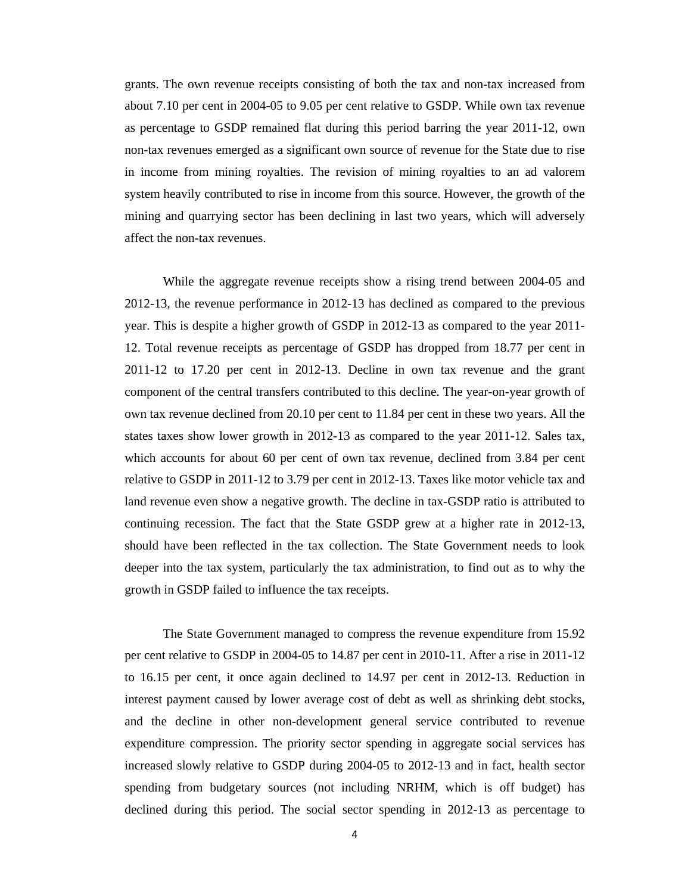grants. The own revenue receipts consisting of both the tax and non-tax increased from about 7.10 per cent in 2004-05 to 9.05 per cent relative to GSDP. While own tax revenue as percentage to GSDP remained flat during this period barring the year 2011-12, own non-tax revenues emerged as a significant own source of revenue for the State due to rise in income from mining royalties. The revision of mining royalties to an ad valorem system heavily contributed to rise in income from this source. However, the growth of the mining and quarrying sector has been declining in last two years, which will adversely affect the non-tax revenues.

While the aggregate revenue receipts show a rising trend between 2004-05 and 2012-13, the revenue performance in 2012-13 has declined as compared to the previous year. This is despite a higher growth of GSDP in 2012-13 as compared to the year 2011-12. Total revenue receipts as percentage of GSDP has dropped from 18.77 per cent in 2011-12 to 17.20 per cent in 2012-13. Decline in own tax revenue and the grant component of the central transfers contributed to this decline. The year-on-year growth of own tax revenue declined from 20.10 per cent to 11.84 per cent in these two years. All the states taxes show lower growth in 2012-13 as compared to the year 2011-12. Sales tax, which accounts for about 60 per cent of own tax revenue, declined from 3.84 per cent relative to GSDP in 2011-12 to 3.79 per cent in 2012-13. Taxes like motor vehicle tax and land revenue even show a negative growth. The decline in tax-GSDP ratio is attributed to continuing recession. The fact that the State GSDP grew at a higher rate in 2012-13, should have been reflected in the tax collection. The State Government needs to look deeper into the tax system, particularly the tax administration, to find out as to why the growth in GSDP failed to influence the tax receipts.

The State Government managed to compress the revenue expenditure from 15.92 per cent relative to GSDP in 2004-05 to 14.87 per cent in 2010-11. After a rise in 2011-12 to 16.15 per cent, it once again declined to 14.97 per cent in 2012-13. Reduction in interest payment caused by lower average cost of debt as well as shrinking debt stocks, and the decline in other non-development general service contributed to revenue expenditure compression. The priority sector spending in aggregate social services has increased slowly relative to GSDP during 2004-05 to 2012-13 and in fact, health sector spending from budgetary sources (not including NRHM, which is off budget) has declined during this period. The social sector spending in 2012-13 as percentage to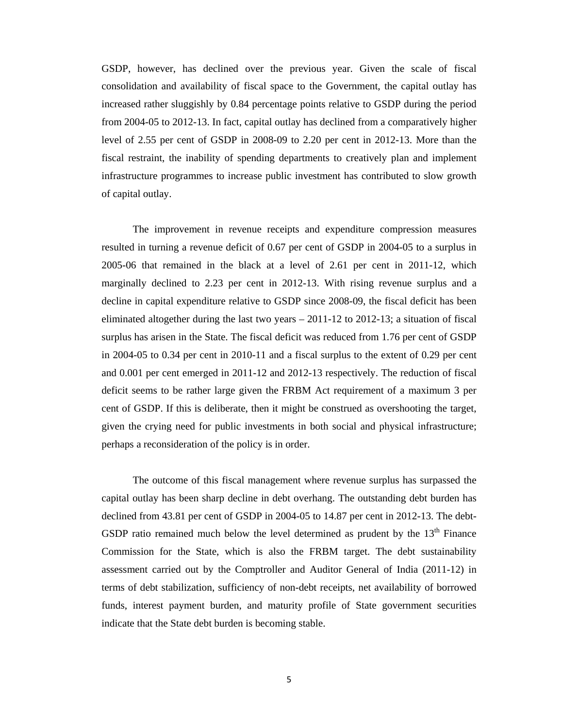GSDP, however, has declined over the previous year. Given the scale of fiscal consolidation and availability of fiscal space to the Government, the capital outlay has increased rather sluggishly by 0.84 percentage points relative to GSDP during the period from 2004-05 to 2012-13. In fact, capital outlay has declined from a comparatively higher level of 2.55 per cent of GSDP in 2008-09 to 2.20 per cent in 2012-13. More than the fiscal restraint, the inability of spending departments to creatively plan and implement infrastructure programmes to increase public investment has contributed to slow growth of capital outlay.

The improvement in revenue receipts and expenditure compression measures resulted in turning a revenue deficit of 0.67 per cent of GSDP in 2004-05 to a surplus in 2005-06 that remained in the black at a level of 2.61 per cent in 2011-12, which marginally declined to 2.23 per cent in 2012-13. With rising revenue surplus and a decline in capital expenditure relative to GSDP since 2008-09, the fiscal deficit has been eliminated altogether during the last two years – 2011-12 to 2012-13; a situation of fiscal surplus has arisen in the State. The fiscal deficit was reduced from 1.76 per cent of GSDP in 2004-05 to 0.34 per cent in 2010-11 and a fiscal surplus to the extent of 0.29 per cent and 0.001 per cent emerged in 2011-12 and 2012-13 respectively. The reduction of fiscal deficit seems to be rather large given the FRBM Act requirement of a maximum 3 per cent of GSDP. If this is deliberate, then it might be construed as overshooting the target, given the crying need for public investments in both social and physical infrastructure; perhaps a reconsideration of the policy is in order.

The outcome of this fiscal management where revenue surplus has surpassed the capital outlay has been sharp decline in debt overhang. The outstanding debt burden has declined from 43.81 per cent of GSDP in 2004-05 to 14.87 per cent in 2012-13. The debt-GSDP ratio remained much below the level determined as prudent by the 13th Finance Commission for the State, which is also the FRBM target. The debt sustainability assessment carried out by the Comptroller and Auditor General of India (2011-12) in terms of debt stabilization, sufficiency of non-debt receipts, net availability of borrowed funds, interest payment burden, and maturity profile of State government securities indicate that the State debt burden is becoming stable.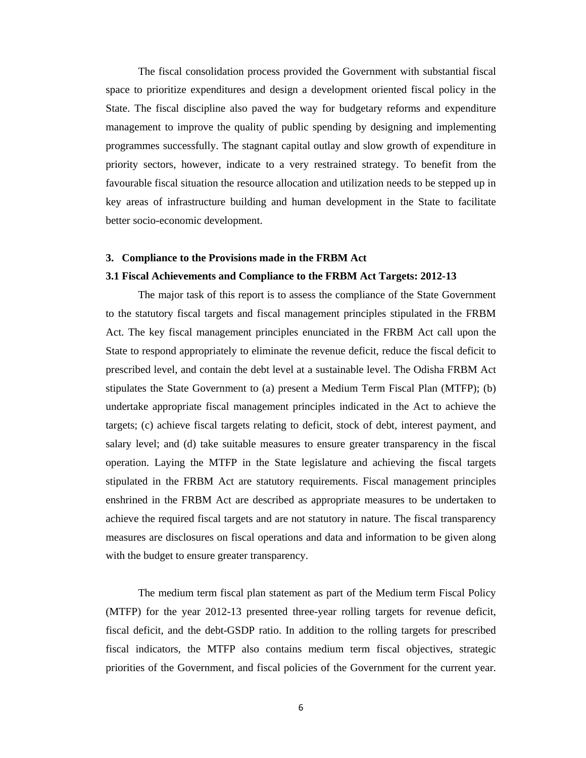The fiscal consolidation process provided the Government with substantial fiscal space to prioritize expenditures and design a development oriented fiscal policy in the State. The fiscal discipline also paved the way for budgetary reforms and expenditure management to improve the quality of public spending by designing and implementing programmes successfully. The stagnant capital outlay and slow growth of expenditure in priority sectors, however, indicate to a very restrained strategy. To benefit from the favourable fiscal situation the resource allocation and utilization needs to be stepped up in key areas of infrastructure building and human development in the State to facilitate better socio-economic development.

## 3. Compliance to the Provisions made in the FRBM Act

### 3.1 Fiscal Achievements and Compliance to the FRBM Act Targets: 2012-13

The major task of this report is to assess the compliance of the State Government to the statutory fiscal targets and fiscal management principles stipulated in the FRBM Act. The key fiscal management principles enunciated in the FRBM Act call upon the State to respond appropriately to eliminate the revenue deficit, reduce the fiscal deficit to prescribed level, and contain the debt level at a sustainable level. The Odisha FRBM Act stipulates the State Government to (a) present a Medium Term Fiscal Plan (MTFP); (b) undertake appropriate fiscal management principles indicated in the Act to achieve the targets; (c) achieve fiscal targets relating to deficit, stock of debt, interest payment, and salary level; and (d) take suitable measures to ensure greater transparency in the fiscal operation. Laying the MTFP in the State legislature and achieving the fiscal targets stipulated in the FRBM Act are statutory requirements. Fiscal management principles enshrined in the FRBM Act are described as appropriate measures to be undertaken to achieve the required fiscal targets and are not statutory in nature. The fiscal transparency measures are disclosures on fiscal operations and data and information to be given along with the budget to ensure greater transparency.

The medium term fiscal plan statement as part of the Medium term Fiscal Policy (MTFP) for the year 2012-13 presented three-year rolling targets for revenue deficit, fiscal deficit, and the debt-GSDP ratio. In addition to the rolling targets for prescribed fiscal indicators, the MTFP also contains medium term fiscal objectives, strategic priorities of the Government, and fiscal policies of the Government for the current year.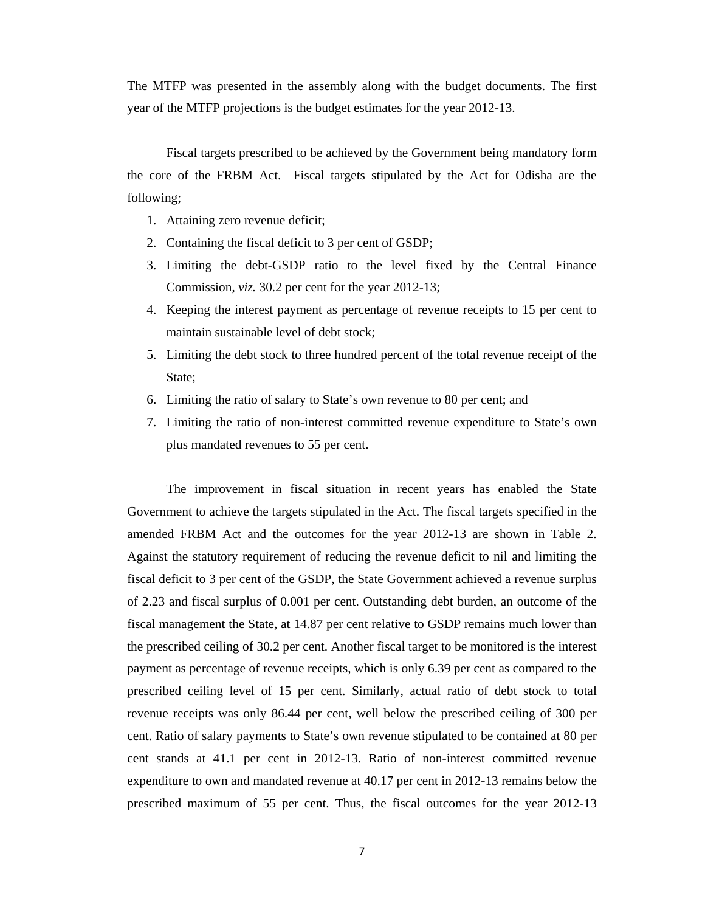The MTFP was presented in the assembly along with the budget documents. The first year of the MTFP projections is the budget estimates for the year 2012-13.

Fiscal targets prescribed to be achieved by the Government being mandatory form the core of the FRBM Act. Fiscal targets stipulated by the Act for Odisha are the following;

1. Attaining zero revenue deficit;
2. Containing the fiscal deficit to 3 per cent of GSDP;
3. Limiting the debt-GSDP ratio to the level fixed by the Central Finance Commission, *viz.* 30.2 per cent for the year 2012-13;
4. Keeping the interest payment as percentage of revenue receipts to 15 per cent to maintain sustainable level of debt stock;
5. Limiting the debt stock to three hundred percent of the total revenue receipt of the State;
6. Limiting the ratio of salary to State's own revenue to 80 per cent; and
7. Limiting the ratio of non-interest committed revenue expenditure to State's own plus mandated revenues to 55 per cent.

The improvement in fiscal situation in recent years has enabled the State Government to achieve the targets stipulated in the Act. The fiscal targets specified in the amended FRBM Act and the outcomes for the year 2012-13 are shown in Table 2. Against the statutory requirement of reducing the revenue deficit to nil and limiting the fiscal deficit to 3 per cent of the GSDP, the State Government achieved a revenue surplus of 2.23 and fiscal surplus of 0.001 per cent. Outstanding debt burden, an outcome of the fiscal management the State, at 14.87 per cent relative to GSDP remains much lower than the prescribed ceiling of 30.2 per cent. Another fiscal target to be monitored is the interest payment as percentage of revenue receipts, which is only 6.39 per cent as compared to the prescribed ceiling level of 15 per cent. Similarly, actual ratio of debt stock to total revenue receipts was only 86.44 per cent, well below the prescribed ceiling of 300 per cent. Ratio of salary payments to State's own revenue stipulated to be contained at 80 per cent stands at 41.1 per cent in 2012-13. Ratio of non-interest committed revenue expenditure to own and mandated revenue at 40.17 per cent in 2012-13 remains below the prescribed maximum of 55 per cent. Thus, the fiscal outcomes for the year 2012-13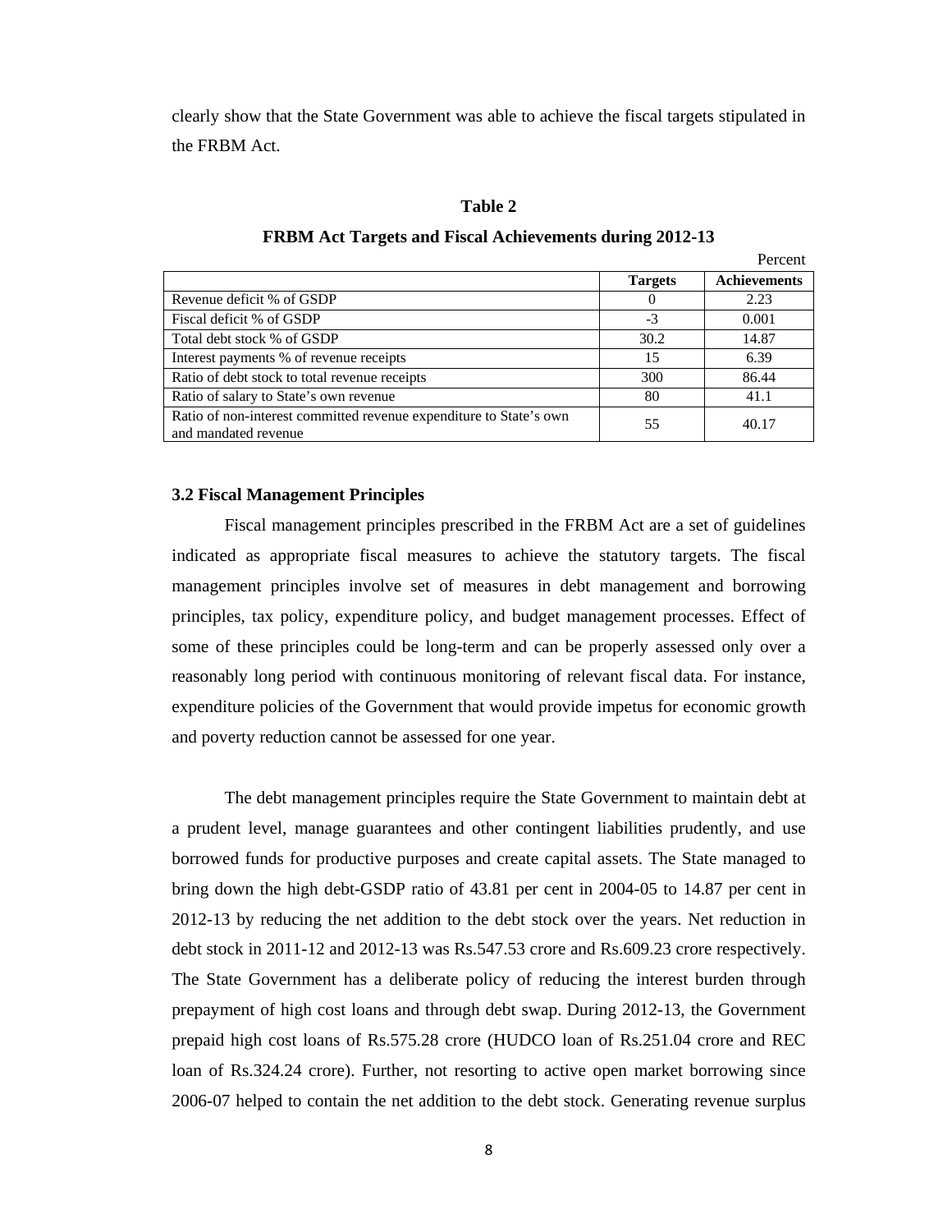clearly show that the State Government was able to achieve the fiscal targets stipulated in the FRBM Act.

**Table 2**

**FRBM Act Targets and Fiscal Achievements during 2012-13**

Percent

| | Targets | Achievements |
|---|---|---|
| Revenue deficit % of GSDP | 0 | 2.23 |
| Fiscal deficit % of GSDP | -3 | 0.001 |
| Total debt stock % of GSDP | 30.2 | 14.87 |
| Interest payments % of revenue receipts | 15 | 6.39 |
| Ratio of debt stock to total revenue receipts | 300 | 86.44 |
| Ratio of salary to State's own revenue | 80 | 41.1 |
| Ratio of non-interest committed revenue expenditure to State's own and mandated revenue | 55 | 40.17 |

### 3.2 Fiscal Management Principles

Fiscal management principles prescribed in the FRBM Act are a set of guidelines indicated as appropriate fiscal measures to achieve the statutory targets. The fiscal management principles involve set of measures in debt management and borrowing principles, tax policy, expenditure policy, and budget management processes. Effect of some of these principles could be long-term and can be properly assessed only over a reasonably long period with continuous monitoring of relevant fiscal data. For instance, expenditure policies of the Government that would provide impetus for economic growth and poverty reduction cannot be assessed for one year.

The debt management principles require the State Government to maintain debt at a prudent level, manage guarantees and other contingent liabilities prudently, and use borrowed funds for productive purposes and create capital assets. The State managed to bring down the high debt-GSDP ratio of 43.81 per cent in 2004-05 to 14.87 per cent in 2012-13 by reducing the net addition to the debt stock over the years. Net reduction in debt stock in 2011-12 and 2012-13 was Rs.547.53 crore and Rs.609.23 crore respectively. The State Government has a deliberate policy of reducing the interest burden through prepayment of high cost loans and through debt swap. During 2012-13, the Government prepaid high cost loans of Rs.575.28 crore (HUDCO loan of Rs.251.04 crore and REC loan of Rs.324.24 crore). Further, not resorting to active open market borrowing since 2006-07 helped to contain the net addition to the debt stock. Generating revenue surplus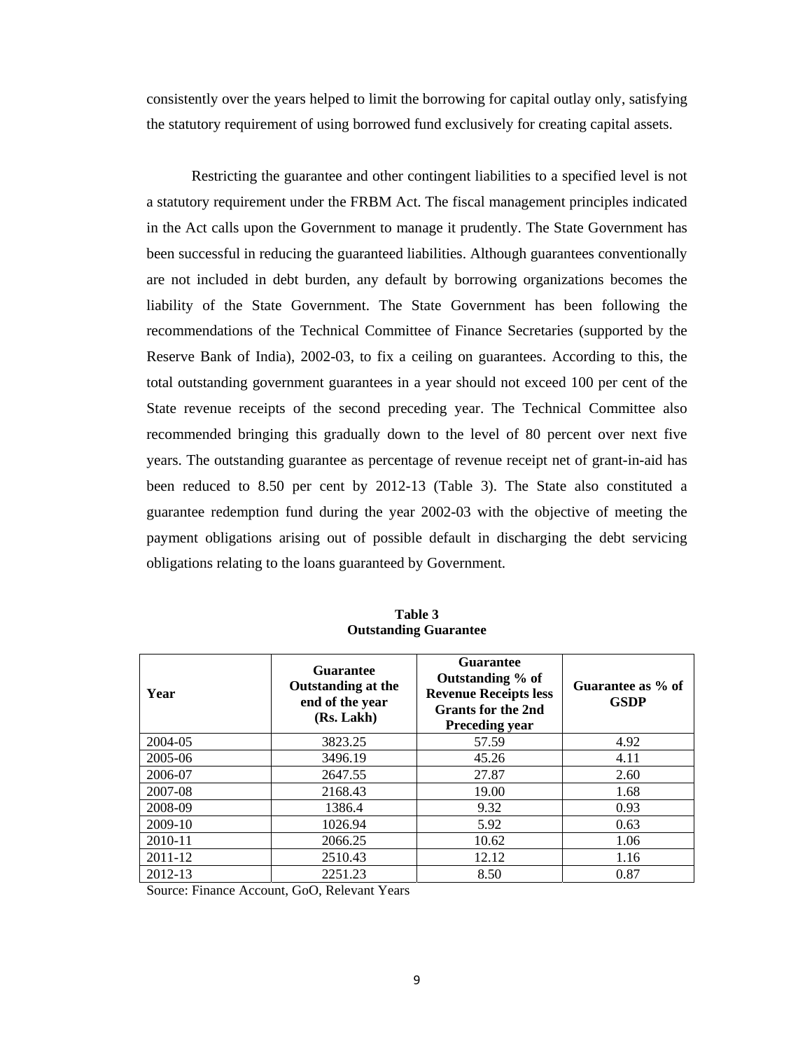consistently over the years helped to limit the borrowing for capital outlay only, satisfying the statutory requirement of using borrowed fund exclusively for creating capital assets.

Restricting the guarantee and other contingent liabilities to a specified level is not a statutory requirement under the FRBM Act. The fiscal management principles indicated in the Act calls upon the Government to manage it prudently. The State Government has been successful in reducing the guaranteed liabilities. Although guarantees conventionally are not included in debt burden, any default by borrowing organizations becomes the liability of the State Government. The State Government has been following the recommendations of the Technical Committee of Finance Secretaries (supported by the Reserve Bank of India), 2002-03, to fix a ceiling on guarantees. According to this, the total outstanding government guarantees in a year should not exceed 100 per cent of the State revenue receipts of the second preceding year. The Technical Committee also recommended bringing this gradually down to the level of 80 percent over next five years. The outstanding guarantee as percentage of revenue receipt net of grant-in-aid has been reduced to 8.50 per cent by 2012-13 (Table 3). The State also constituted a guarantee redemption fund during the year 2002-03 with the objective of meeting the payment obligations arising out of possible default in discharging the debt servicing obligations relating to the loans guaranteed by Government.

**Table 3**
**Outstanding Guarantee**

| Year | Guarantee Outstanding at the end of the year (Rs. Lakh) | Guarantee Outstanding % of Revenue Receipts less Grants for the 2nd Preceding year | Guarantee as % of GSDP |
|---|---|---|---|
| 2004-05 | 3823.25 | 57.59 | 4.92 |
| 2005-06 | 3496.19 | 45.26 | 4.11 |
| 2006-07 | 2647.55 | 27.87 | 2.60 |
| 2007-08 | 2168.43 | 19.00 | 1.68 |
| 2008-09 | 1386.4 | 9.32 | 0.93 |
| 2009-10 | 1026.94 | 5.92 | 0.63 |
| 2010-11 | 2066.25 | 10.62 | 1.06 |
| 2011-12 | 2510.43 | 12.12 | 1.16 |
| 2012-13 | 2251.23 | 8.50 | 0.87 |

Source: Finance Account, GoO, Relevant Years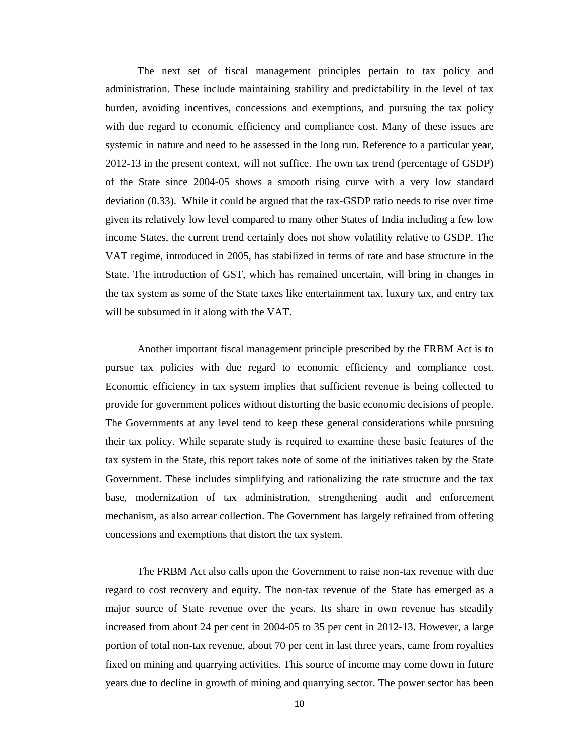The next set of fiscal management principles pertain to tax policy and administration. These include maintaining stability and predictability in the level of tax burden, avoiding incentives, concessions and exemptions, and pursuing the tax policy with due regard to economic efficiency and compliance cost. Many of these issues are systemic in nature and need to be assessed in the long run. Reference to a particular year, 2012-13 in the present context, will not suffice. The own tax trend (percentage of GSDP) of the State since 2004-05 shows a smooth rising curve with a very low standard deviation (0.33). While it could be argued that the tax-GSDP ratio needs to rise over time given its relatively low level compared to many other States of India including a few low income States, the current trend certainly does not show volatility relative to GSDP. The VAT regime, introduced in 2005, has stabilized in terms of rate and base structure in the State. The introduction of GST, which has remained uncertain, will bring in changes in the tax system as some of the State taxes like entertainment tax, luxury tax, and entry tax will be subsumed in it along with the VAT.

Another important fiscal management principle prescribed by the FRBM Act is to pursue tax policies with due regard to economic efficiency and compliance cost. Economic efficiency in tax system implies that sufficient revenue is being collected to provide for government polices without distorting the basic economic decisions of people. The Governments at any level tend to keep these general considerations while pursuing their tax policy. While separate study is required to examine these basic features of the tax system in the State, this report takes note of some of the initiatives taken by the State Government. These includes simplifying and rationalizing the rate structure and the tax base, modernization of tax administration, strengthening audit and enforcement mechanism, as also arrear collection. The Government has largely refrained from offering concessions and exemptions that distort the tax system.

The FRBM Act also calls upon the Government to raise non-tax revenue with due regard to cost recovery and equity. The non-tax revenue of the State has emerged as a major source of State revenue over the years. Its share in own revenue has steadily increased from about 24 per cent in 2004-05 to 35 per cent in 2012-13. However, a large portion of total non-tax revenue, about 70 per cent in last three years, came from royalties fixed on mining and quarrying activities. This source of income may come down in future years due to decline in growth of mining and quarrying sector. The power sector has been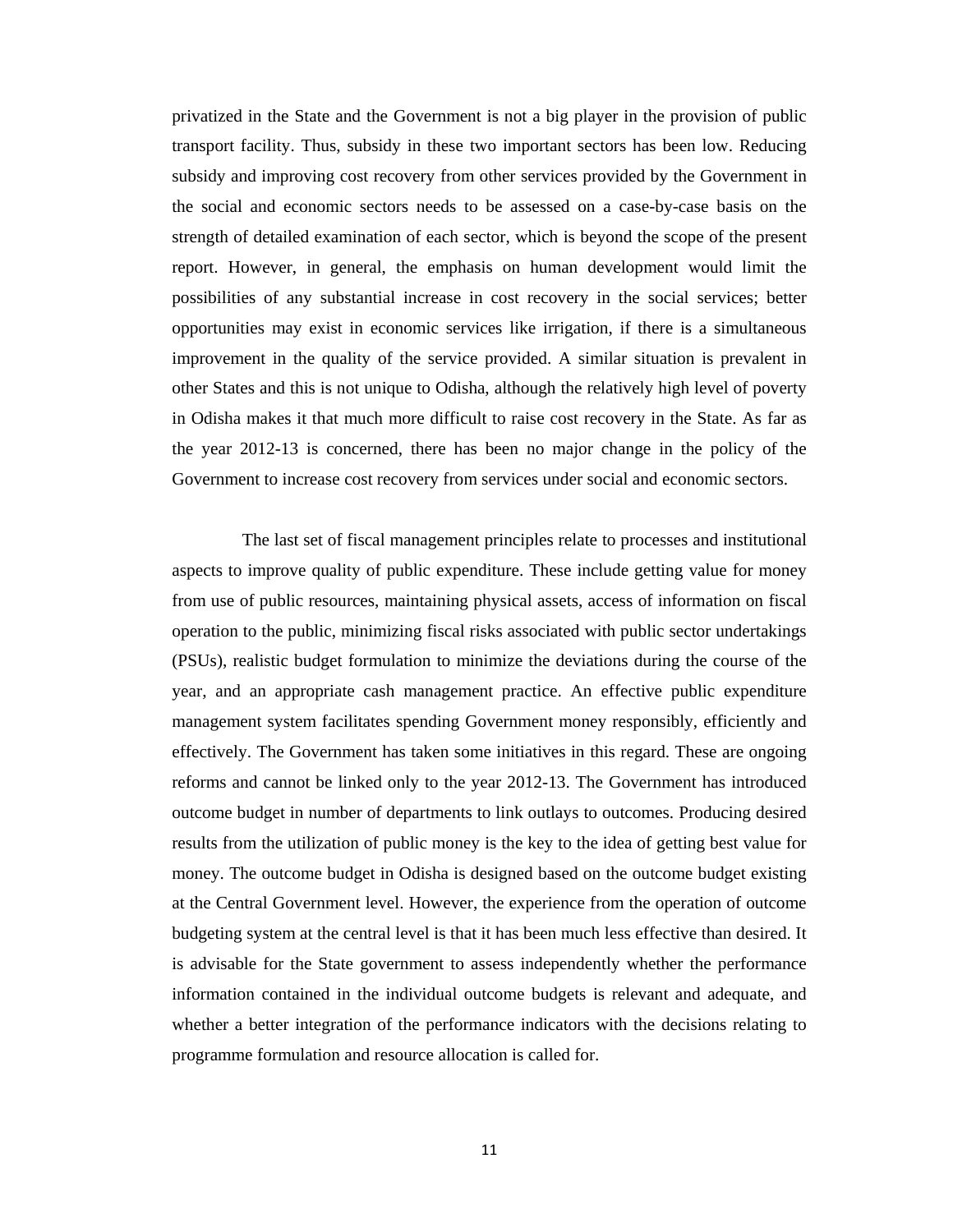privatized in the State and the Government is not a big player in the provision of public transport facility. Thus, subsidy in these two important sectors has been low. Reducing subsidy and improving cost recovery from other services provided by the Government in the social and economic sectors needs to be assessed on a case-by-case basis on the strength of detailed examination of each sector, which is beyond the scope of the present report. However, in general, the emphasis on human development would limit the possibilities of any substantial increase in cost recovery in the social services; better opportunities may exist in economic services like irrigation, if there is a simultaneous improvement in the quality of the service provided. A similar situation is prevalent in other States and this is not unique to Odisha, although the relatively high level of poverty in Odisha makes it that much more difficult to raise cost recovery in the State. As far as the year 2012-13 is concerned, there has been no major change in the policy of the Government to increase cost recovery from services under social and economic sectors.

The last set of fiscal management principles relate to processes and institutional aspects to improve quality of public expenditure. These include getting value for money from use of public resources, maintaining physical assets, access of information on fiscal operation to the public, minimizing fiscal risks associated with public sector undertakings (PSUs), realistic budget formulation to minimize the deviations during the course of the year, and an appropriate cash management practice. An effective public expenditure management system facilitates spending Government money responsibly, efficiently and effectively. The Government has taken some initiatives in this regard. These are ongoing reforms and cannot be linked only to the year 2012-13. The Government has introduced outcome budget in number of departments to link outlays to outcomes. Producing desired results from the utilization of public money is the key to the idea of getting best value for money. The outcome budget in Odisha is designed based on the outcome budget existing at the Central Government level. However, the experience from the operation of outcome budgeting system at the central level is that it has been much less effective than desired. It is advisable for the State government to assess independently whether the performance information contained in the individual outcome budgets is relevant and adequate, and whether a better integration of the performance indicators with the decisions relating to programme formulation and resource allocation is called for.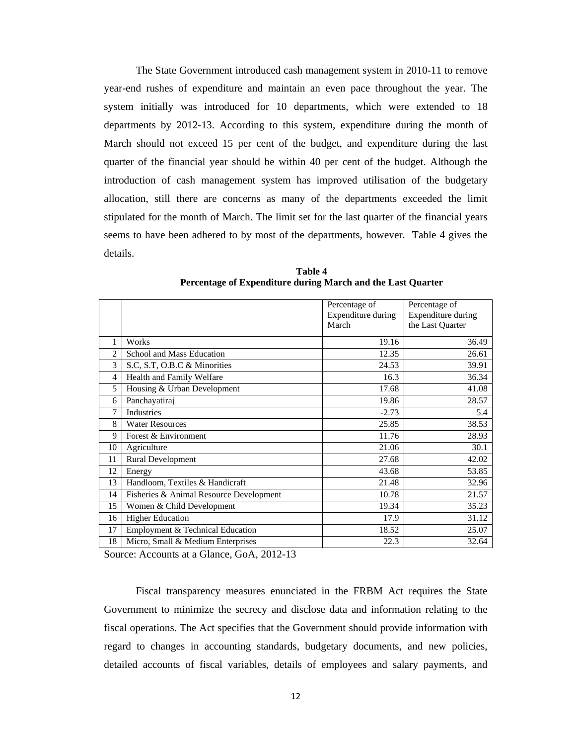The State Government introduced cash management system in 2010-11 to remove year-end rushes of expenditure and maintain an even pace throughout the year. The system initially was introduced for 10 departments, which were extended to 18 departments by 2012-13. According to this system, expenditure during the month of March should not exceed 15 per cent of the budget, and expenditure during the last quarter of the financial year should be within 40 per cent of the budget. Although the introduction of cash management system has improved utilisation of the budgetary allocation, still there are concerns as many of the departments exceeded the limit stipulated for the month of March. The limit set for the last quarter of the financial years seems to have been adhered to by most of the departments, however. Table 4 gives the details.

**Table 4**
**Percentage of Expenditure during March and the Last Quarter**

| | | Percentage of Expenditure during March | Percentage of Expenditure during the Last Quarter |
|---|---|---|---|
| 1 | Works | 19.16 | 36.49 |
| 2 | School and Mass Education | 12.35 | 26.61 |
| 3 | S.C, S.T, O.B.C & Minorities | 24.53 | 39.91 |
| 4 | Health and Family Welfare | 16.3 | 36.34 |
| 5 | Housing & Urban Development | 17.68 | 41.08 |
| 6 | Panchayatiraj | 19.86 | 28.57 |
| 7 | Industries | -2.73 | 5.4 |
| 8 | Water Resources | 25.85 | 38.53 |
| 9 | Forest & Environment | 11.76 | 28.93 |
| 10 | Agriculture | 21.06 | 30.1 |
| 11 | Rural Development | 27.68 | 42.02 |
| 12 | Energy | 43.68 | 53.85 |
| 13 | Handloom, Textiles & Handicraft | 21.48 | 32.96 |
| 14 | Fisheries & Animal Resource Development | 10.78 | 21.57 |
| 15 | Women & Child Development | 19.34 | 35.23 |
| 16 | Higher Education | 17.9 | 31.12 |
| 17 | Employment & Technical Education | 18.52 | 25.07 |
| 18 | Micro, Small & Medium Enterprises | 22.3 | 32.64 |

Source: Accounts at a Glance, GoA, 2012-13

Fiscal transparency measures enunciated in the FRBM Act requires the State Government to minimize the secrecy and disclose data and information relating to the fiscal operations. The Act specifies that the Government should provide information with regard to changes in accounting standards, budgetary documents, and new policies, detailed accounts of fiscal variables, details of employees and salary payments, and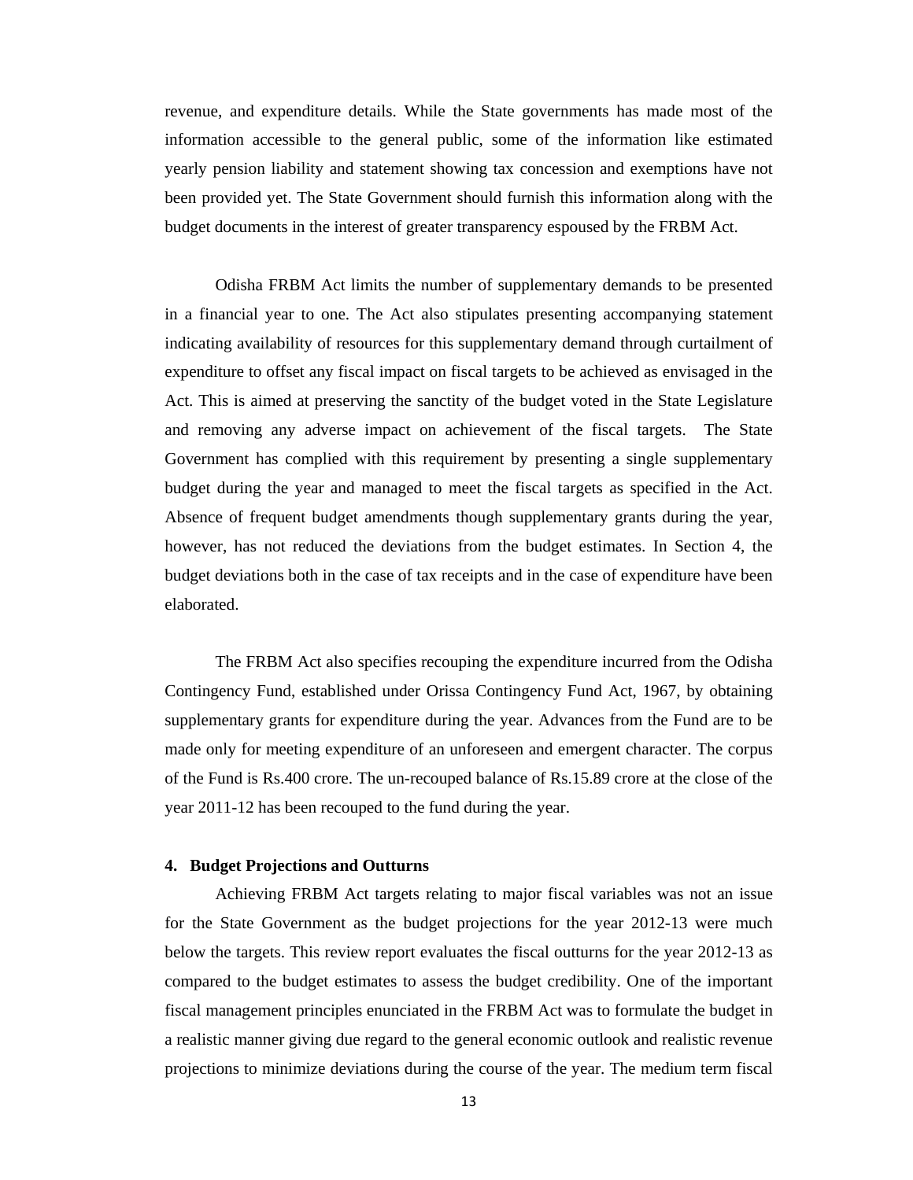revenue, and expenditure details. While the State governments has made most of the information accessible to the general public, some of the information like estimated yearly pension liability and statement showing tax concession and exemptions have not been provided yet. The State Government should furnish this information along with the budget documents in the interest of greater transparency espoused by the FRBM Act.

Odisha FRBM Act limits the number of supplementary demands to be presented in a financial year to one. The Act also stipulates presenting accompanying statement indicating availability of resources for this supplementary demand through curtailment of expenditure to offset any fiscal impact on fiscal targets to be achieved as envisaged in the Act. This is aimed at preserving the sanctity of the budget voted in the State Legislature and removing any adverse impact on achievement of the fiscal targets. The State Government has complied with this requirement by presenting a single supplementary budget during the year and managed to meet the fiscal targets as specified in the Act. Absence of frequent budget amendments though supplementary grants during the year, however, has not reduced the deviations from the budget estimates. In Section 4, the budget deviations both in the case of tax receipts and in the case of expenditure have been elaborated.

The FRBM Act also specifies recouping the expenditure incurred from the Odisha Contingency Fund, established under Orissa Contingency Fund Act, 1967, by obtaining supplementary grants for expenditure during the year. Advances from the Fund are to be made only for meeting expenditure of an unforeseen and emergent character. The corpus of the Fund is Rs.400 crore. The un-recouped balance of Rs.15.89 crore at the close of the year 2011-12 has been recouped to the fund during the year.

## 4. Budget Projections and Outturns

Achieving FRBM Act targets relating to major fiscal variables was not an issue for the State Government as the budget projections for the year 2012-13 were much below the targets. This review report evaluates the fiscal outturns for the year 2012-13 as compared to the budget estimates to assess the budget credibility. One of the important fiscal management principles enunciated in the FRBM Act was to formulate the budget in a realistic manner giving due regard to the general economic outlook and realistic revenue projections to minimize deviations during the course of the year. The medium term fiscal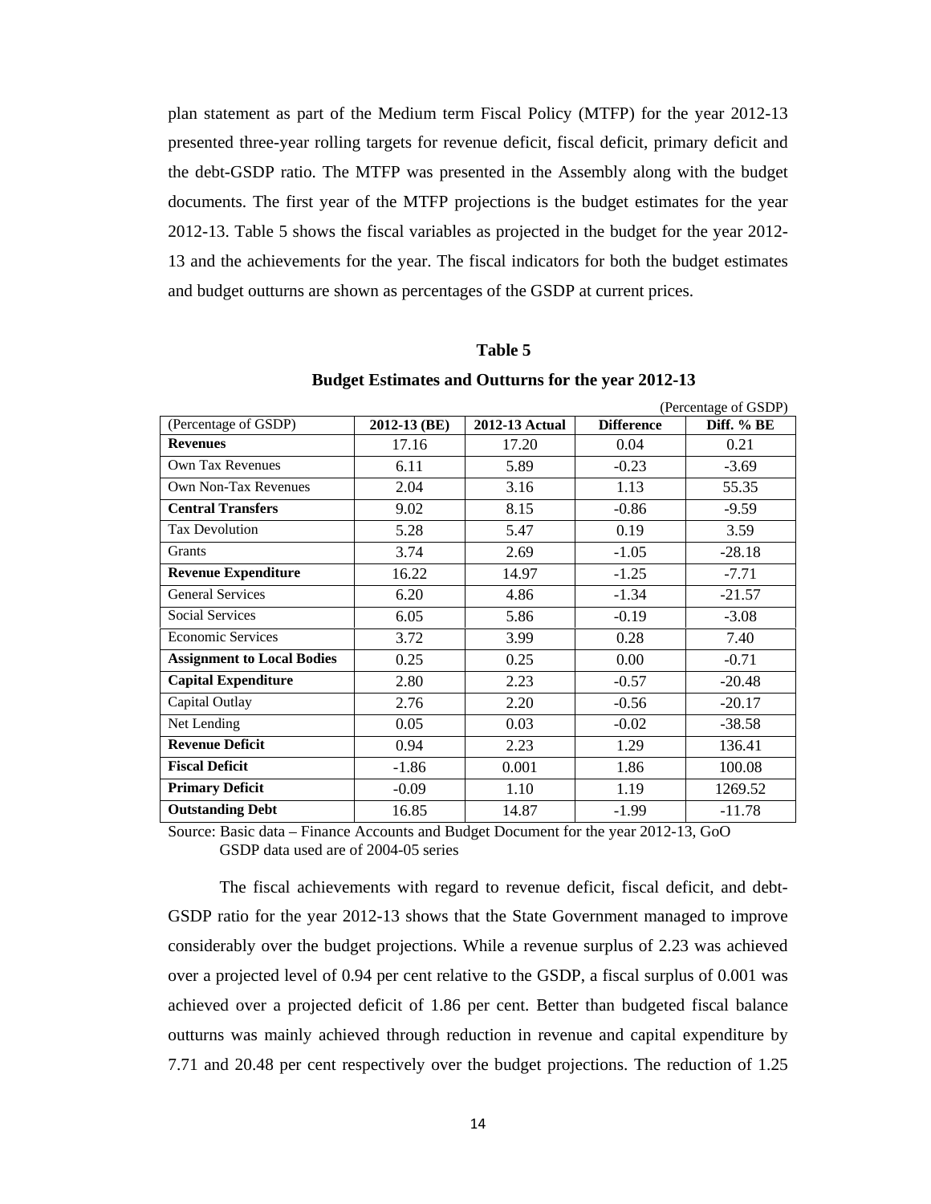plan statement as part of the Medium term Fiscal Policy (MTFP) for the year 2012-13 presented three-year rolling targets for revenue deficit, fiscal deficit, primary deficit and the debt-GSDP ratio. The MTFP was presented in the Assembly along with the budget documents. The first year of the MTFP projections is the budget estimates for the year 2012-13. Table 5 shows the fiscal variables as projected in the budget for the year 2012-13 and the achievements for the year. The fiscal indicators for both the budget estimates and budget outturns are shown as percentages of the GSDP at current prices.

**Table 5**

**Budget Estimates and Outturns for the year 2012-13**

(Percentage of GSDP)

| (Percentage of GSDP) | 2012-13 (BE) | 2012-13 Actual | Difference | Diff. % BE |
|---|---|---|---|---|
| **Revenues** | 17.16 | 17.20 | 0.04 | 0.21 |
| Own Tax Revenues | 6.11 | 5.89 | -0.23 | -3.69 |
| Own Non-Tax Revenues | 2.04 | 3.16 | 1.13 | 55.35 |
| **Central Transfers** | 9.02 | 8.15 | -0.86 | -9.59 |
| Tax Devolution | 5.28 | 5.47 | 0.19 | 3.59 |
| Grants | 3.74 | 2.69 | -1.05 | -28.18 |
| **Revenue Expenditure** | 16.22 | 14.97 | -1.25 | -7.71 |
| General Services | 6.20 | 4.86 | -1.34 | -21.57 |
| Social Services | 6.05 | 5.86 | -0.19 | -3.08 |
| Economic Services | 3.72 | 3.99 | 0.28 | 7.40 |
| **Assignment to Local Bodies** | 0.25 | 0.25 | 0.00 | -0.71 |
| **Capital Expenditure** | 2.80 | 2.23 | -0.57 | -20.48 |
| Capital Outlay | 2.76 | 2.20 | -0.56 | -20.17 |
| Net Lending | 0.05 | 0.03 | -0.02 | -38.58 |
| **Revenue Deficit** | 0.94 | 2.23 | 1.29 | 136.41 |
| **Fiscal Deficit** | -1.86 | 0.001 | 1.86 | 100.08 |
| **Primary Deficit** | -0.09 | 1.10 | 1.19 | 1269.52 |
| **Outstanding Debt** | 16.85 | 14.87 | -1.99 | -11.78 |

Source: Basic data – Finance Accounts and Budget Document for the year 2012-13, GoO
GSDP data used are of 2004-05 series

The fiscal achievements with regard to revenue deficit, fiscal deficit, and debt-GSDP ratio for the year 2012-13 shows that the State Government managed to improve considerably over the budget projections. While a revenue surplus of 2.23 was achieved over a projected level of 0.94 per cent relative to the GSDP, a fiscal surplus of 0.001 was achieved over a projected deficit of 1.86 per cent. Better than budgeted fiscal balance outturns was mainly achieved through reduction in revenue and capital expenditure by 7.71 and 20.48 per cent respectively over the budget projections. The reduction of 1.25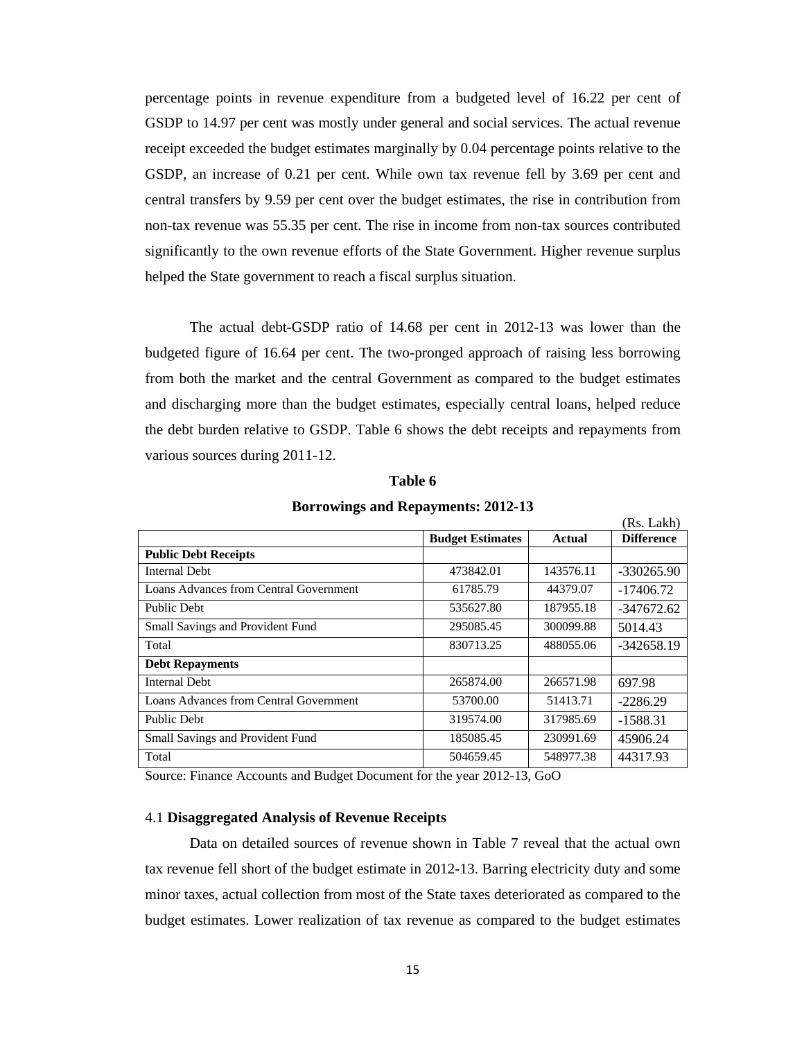percentage points in revenue expenditure from a budgeted level of 16.22 per cent of GSDP to 14.97 per cent was mostly under general and social services. The actual revenue receipt exceeded the budget estimates marginally by 0.04 percentage points relative to the GSDP, an increase of 0.21 per cent. While own tax revenue fell by 3.69 per cent and central transfers by 9.59 per cent over the budget estimates, the rise in contribution from non-tax revenue was 55.35 per cent. The rise in income from non-tax sources contributed significantly to the own revenue efforts of the State Government. Higher revenue surplus helped the State government to reach a fiscal surplus situation.

The actual debt-GSDP ratio of 14.68 per cent in 2012-13 was lower than the budgeted figure of 16.64 per cent. The two-pronged approach of raising less borrowing from both the market and the central Government as compared to the budget estimates and discharging more than the budget estimates, especially central loans, helped reduce the debt burden relative to GSDP. Table 6 shows the debt receipts and repayments from various sources during 2011-12.

**Table 6**

**Borrowings and Repayments: 2012-13**

(Rs. Lakh)

| | Budget Estimates | Actual | Difference |
|---|---|---|---|
| **Public Debt Receipts** | | | |
| Internal Debt | 473842.01 | 143576.11 | -330265.90 |
| Loans Advances from Central Government | 61785.79 | 44379.07 | -17406.72 |
| Public Debt | 535627.80 | 187955.18 | -347672.62 |
| Small Savings and Provident Fund | 295085.45 | 300099.88 | 5014.43 |
| Total | 830713.25 | 488055.06 | -342658.19 |
| **Debt Repayments** | | | |
| Internal Debt | 265874.00 | 266571.98 | 697.98 |
| Loans Advances from Central Government | 53700.00 | 51413.71 | -2286.29 |
| Public Debt | 319574.00 | 317985.69 | -1588.31 |
| Small Savings and Provident Fund | 185085.45 | 230991.69 | 45906.24 |
| Total | 504659.45 | 548977.38 | 44317.93 |

Source: Finance Accounts and Budget Document for the year 2012-13, GoO

### 4.1 **Disaggregated Analysis of Revenue Receipts**

Data on detailed sources of revenue shown in Table 7 reveal that the actual own tax revenue fell short of the budget estimate in 2012-13. Barring electricity duty and some minor taxes, actual collection from most of the State taxes deteriorated as compared to the budget estimates. Lower realization of tax revenue as compared to the budget estimates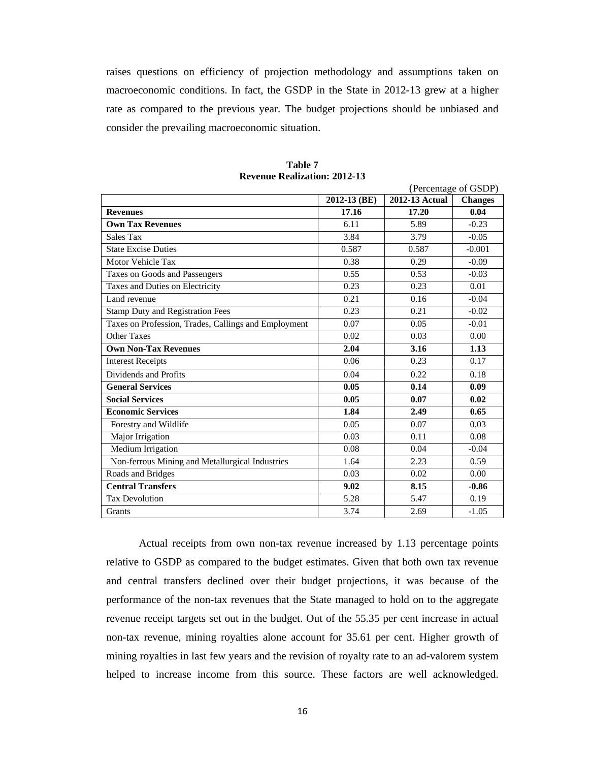raises questions on efficiency of projection methodology and assumptions taken on macroeconomic conditions. In fact, the GSDP in the State in 2012-13 grew at a higher rate as compared to the previous year. The budget projections should be unbiased and consider the prevailing macroeconomic situation.

**Table 7**
**Revenue Realization: 2012-13**

(Percentage of GSDP)

| | 2012-13 (BE) | 2012-13 Actual | Changes |
|---|---|---|---|
| **Revenues** | **17.16** | **17.20** | **0.04** |
| **Own Tax Revenues** | 6.11 | 5.89 | -0.23 |
| Sales Tax | 3.84 | 3.79 | -0.05 |
| State Excise Duties | 0.587 | 0.587 | -0.001 |
| Motor Vehicle Tax | 0.38 | 0.29 | -0.09 |
| Taxes on Goods and Passengers | 0.55 | 0.53 | -0.03 |
| Taxes and Duties on Electricity | 0.23 | 0.23 | 0.01 |
| Land revenue | 0.21 | 0.16 | -0.04 |
| Stamp Duty and Registration Fees | 0.23 | 0.21 | -0.02 |
| Taxes on Profession, Trades, Callings and Employment | 0.07 | 0.05 | -0.01 |
| Other Taxes | 0.02 | 0.03 | 0.00 |
| **Own Non-Tax Revenues** | **2.04** | **3.16** | **1.13** |
| Interest Receipts | 0.06 | 0.23 | 0.17 |
| Dividends and Profits | 0.04 | 0.22 | 0.18 |
| **General Services** | **0.05** | **0.14** | **0.09** |
| **Social Services** | **0.05** | **0.07** | **0.02** |
| **Economic Services** | **1.84** | **2.49** | **0.65** |
| Forestry and Wildlife | 0.05 | 0.07 | 0.03 |
| Major Irrigation | 0.03 | 0.11 | 0.08 |
| Medium Irrigation | 0.08 | 0.04 | -0.04 |
| Non-ferrous Mining and Metallurgical Industries | 1.64 | 2.23 | 0.59 |
| Roads and Bridges | 0.03 | 0.02 | 0.00 |
| **Central Transfers** | **9.02** | **8.15** | **-0.86** |
| Tax Devolution | 5.28 | 5.47 | 0.19 |
| Grants | 3.74 | 2.69 | -1.05 |

Actual receipts from own non-tax revenue increased by 1.13 percentage points relative to GSDP as compared to the budget estimates. Given that both own tax revenue and central transfers declined over their budget projections, it was because of the performance of the non-tax revenues that the State managed to hold on to the aggregate revenue receipt targets set out in the budget. Out of the 55.35 per cent increase in actual non-tax revenue, mining royalties alone account for 35.61 per cent. Higher growth of mining royalties in last few years and the revision of royalty rate to an ad-valorem system helped to increase income from this source. These factors are well acknowledged.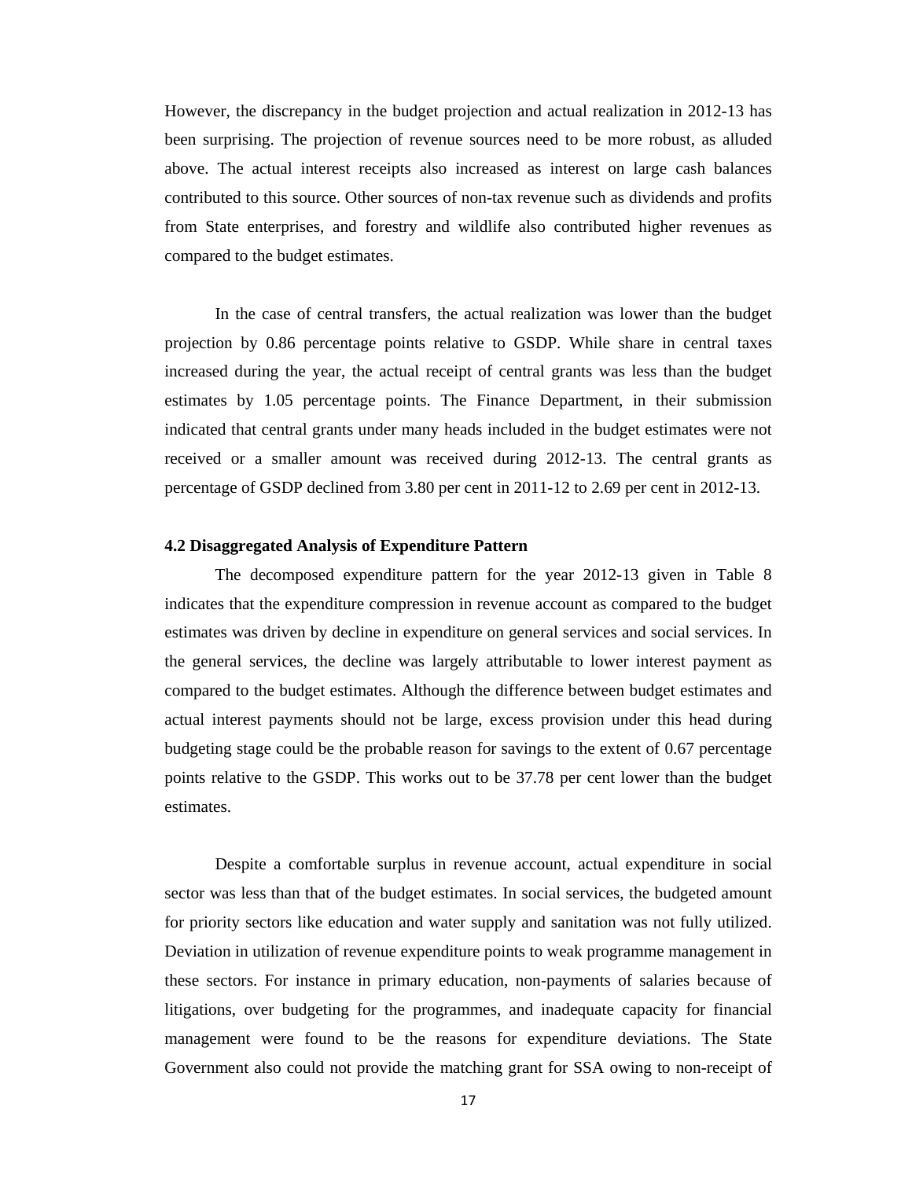However, the discrepancy in the budget projection and actual realization in 2012-13 has been surprising. The projection of revenue sources need to be more robust, as alluded above. The actual interest receipts also increased as interest on large cash balances contributed to this source. Other sources of non-tax revenue such as dividends and profits from State enterprises, and forestry and wildlife also contributed higher revenues as compared to the budget estimates.

In the case of central transfers, the actual realization was lower than the budget projection by 0.86 percentage points relative to GSDP. While share in central taxes increased during the year, the actual receipt of central grants was less than the budget estimates by 1.05 percentage points. The Finance Department, in their submission indicated that central grants under many heads included in the budget estimates were not received or a smaller amount was received during 2012-13. The central grants as percentage of GSDP declined from 3.80 per cent in 2011-12 to 2.69 per cent in 2012-13.

### 4.2 Disaggregated Analysis of Expenditure Pattern

The decomposed expenditure pattern for the year 2012-13 given in Table 8 indicates that the expenditure compression in revenue account as compared to the budget estimates was driven by decline in expenditure on general services and social services. In the general services, the decline was largely attributable to lower interest payment as compared to the budget estimates. Although the difference between budget estimates and actual interest payments should not be large, excess provision under this head during budgeting stage could be the probable reason for savings to the extent of 0.67 percentage points relative to the GSDP. This works out to be 37.78 per cent lower than the budget estimates.

Despite a comfortable surplus in revenue account, actual expenditure in social sector was less than that of the budget estimates. In social services, the budgeted amount for priority sectors like education and water supply and sanitation was not fully utilized. Deviation in utilization of revenue expenditure points to weak programme management in these sectors. For instance in primary education, non-payments of salaries because of litigations, over budgeting for the programmes, and inadequate capacity for financial management were found to be the reasons for expenditure deviations. The State Government also could not provide the matching grant for SSA owing to non-receipt of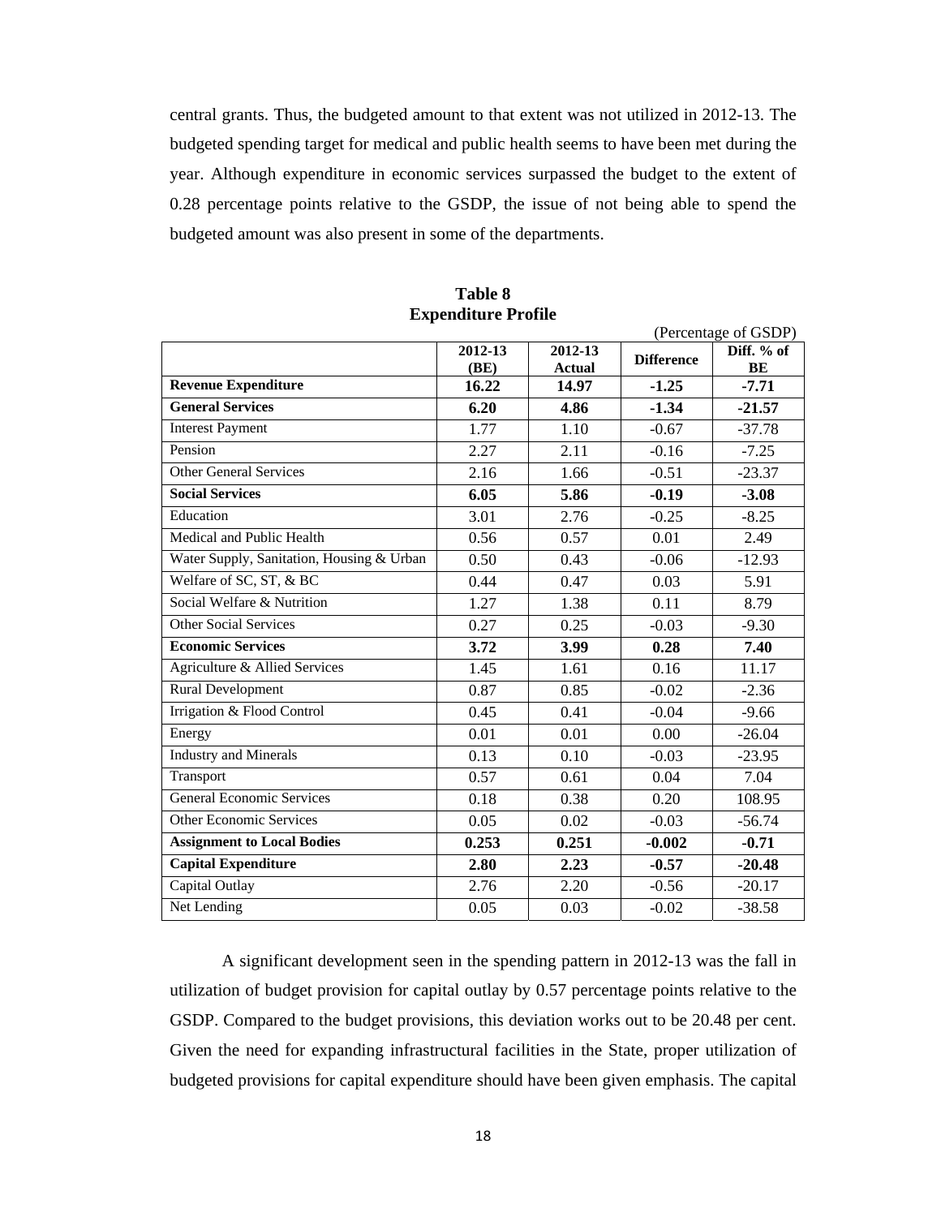central grants. Thus, the budgeted amount to that extent was not utilized in 2012-13. The budgeted spending target for medical and public health seems to have been met during the year. Although expenditure in economic services surpassed the budget to the extent of 0.28 percentage points relative to the GSDP, the issue of not being able to spend the budgeted amount was also present in some of the departments.

**Table 8**
**Expenditure Profile**

(Percentage of GSDP)

| | 2012-13 (BE) | 2012-13 Actual | Difference | Diff. % of BE |
|---|---|---|---|---|
| **Revenue Expenditure** | **16.22** | **14.97** | **-1.25** | **-7.71** |
| **General Services** | **6.20** | **4.86** | **-1.34** | **-21.57** |
| Interest Payment | 1.77 | 1.10 | -0.67 | -37.78 |
| Pension | 2.27 | 2.11 | -0.16 | -7.25 |
| Other General Services | 2.16 | 1.66 | -0.51 | -23.37 |
| **Social Services** | **6.05** | **5.86** | **-0.19** | **-3.08** |
| Education | 3.01 | 2.76 | -0.25 | -8.25 |
| Medical and Public Health | 0.56 | 0.57 | 0.01 | 2.49 |
| Water Supply, Sanitation, Housing & Urban | 0.50 | 0.43 | -0.06 | -12.93 |
| Welfare of SC, ST, & BC | 0.44 | 0.47 | 0.03 | 5.91 |
| Social Welfare & Nutrition | 1.27 | 1.38 | 0.11 | 8.79 |
| Other Social Services | 0.27 | 0.25 | -0.03 | -9.30 |
| **Economic Services** | **3.72** | **3.99** | **0.28** | **7.40** |
| Agriculture & Allied Services | 1.45 | 1.61 | 0.16 | 11.17 |
| Rural Development | 0.87 | 0.85 | -0.02 | -2.36 |
| Irrigation & Flood Control | 0.45 | 0.41 | -0.04 | -9.66 |
| Energy | 0.01 | 0.01 | 0.00 | -26.04 |
| Industry and Minerals | 0.13 | 0.10 | -0.03 | -23.95 |
| Transport | 0.57 | 0.61 | 0.04 | 7.04 |
| General Economic Services | 0.18 | 0.38 | 0.20 | 108.95 |
| Other Economic Services | 0.05 | 0.02 | -0.03 | -56.74 |
| **Assignment to Local Bodies** | **0.253** | **0.251** | **-0.002** | **-0.71** |
| **Capital Expenditure** | **2.80** | **2.23** | **-0.57** | **-20.48** |
| Capital Outlay | 2.76 | 2.20 | -0.56 | -20.17 |
| Net Lending | 0.05 | 0.03 | -0.02 | -38.58 |

A significant development seen in the spending pattern in 2012-13 was the fall in utilization of budget provision for capital outlay by 0.57 percentage points relative to the GSDP. Compared to the budget provisions, this deviation works out to be 20.48 per cent. Given the need for expanding infrastructural facilities in the State, proper utilization of budgeted provisions for capital expenditure should have been given emphasis. The capital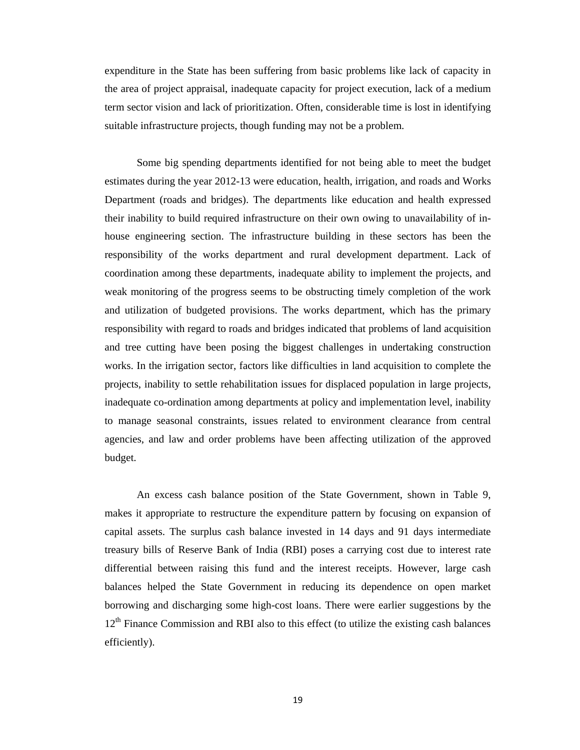expenditure in the State has been suffering from basic problems like lack of capacity in the area of project appraisal, inadequate capacity for project execution, lack of a medium term sector vision and lack of prioritization. Often, considerable time is lost in identifying suitable infrastructure projects, though funding may not be a problem.

Some big spending departments identified for not being able to meet the budget estimates during the year 2012-13 were education, health, irrigation, and roads and Works Department (roads and bridges). The departments like education and health expressed their inability to build required infrastructure on their own owing to unavailability of in-house engineering section. The infrastructure building in these sectors has been the responsibility of the works department and rural development department. Lack of coordination among these departments, inadequate ability to implement the projects, and weak monitoring of the progress seems to be obstructing timely completion of the work and utilization of budgeted provisions. The works department, which has the primary responsibility with regard to roads and bridges indicated that problems of land acquisition and tree cutting have been posing the biggest challenges in undertaking construction works. In the irrigation sector, factors like difficulties in land acquisition to complete the projects, inability to settle rehabilitation issues for displaced population in large projects, inadequate co-ordination among departments at policy and implementation level, inability to manage seasonal constraints, issues related to environment clearance from central agencies, and law and order problems have been affecting utilization of the approved budget.

An excess cash balance position of the State Government, shown in Table 9, makes it appropriate to restructure the expenditure pattern by focusing on expansion of capital assets. The surplus cash balance invested in 14 days and 91 days intermediate treasury bills of Reserve Bank of India (RBI) poses a carrying cost due to interest rate differential between raising this fund and the interest receipts. However, large cash balances helped the State Government in reducing its dependence on open market borrowing and discharging some high-cost loans. There were earlier suggestions by the 12th Finance Commission and RBI also to this effect (to utilize the existing cash balances efficiently).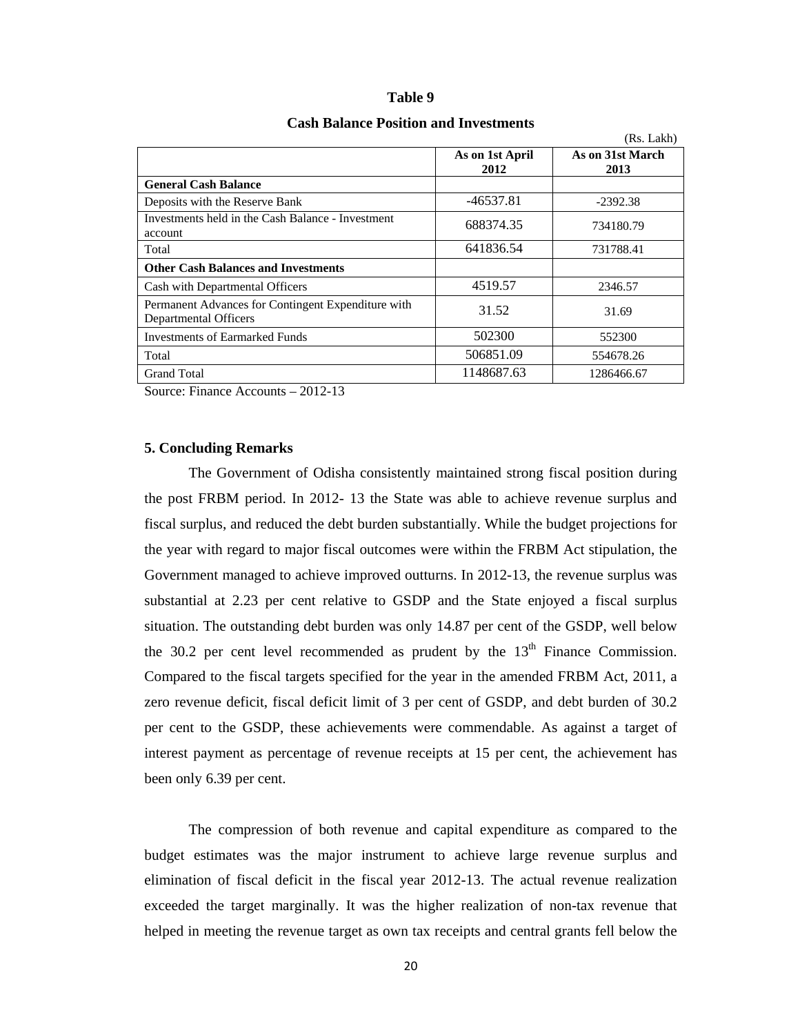**Table 9**

**Cash Balance Position and Investments**

(Rs. Lakh)

| | As on 1st April 2012 | As on 31st March 2013 |
|---|---|---|
| **General Cash Balance** | | |
| Deposits with the Reserve Bank | -46537.81 | -2392.38 |
| Investments held in the Cash Balance - Investment account | 688374.35 | 734180.79 |
| Total | 641836.54 | 731788.41 |
| **Other Cash Balances and Investments** | | |
| Cash with Departmental Officers | 4519.57 | 2346.57 |
| Permanent Advances for Contingent Expenditure with Departmental Officers | 31.52 | 31.69 |
| Investments of Earmarked Funds | 502300 | 552300 |
| Total | 506851.09 | 554678.26 |
| Grand Total | 1148687.63 | 1286466.67 |

Source: Finance Accounts – 2012-13

## 5. Concluding Remarks

The Government of Odisha consistently maintained strong fiscal position during the post FRBM period. In 2012- 13 the State was able to achieve revenue surplus and fiscal surplus, and reduced the debt burden substantially. While the budget projections for the year with regard to major fiscal outcomes were within the FRBM Act stipulation, the Government managed to achieve improved outturns. In 2012-13, the revenue surplus was substantial at 2.23 per cent relative to GSDP and the State enjoyed a fiscal surplus situation. The outstanding debt burden was only 14.87 per cent of the GSDP, well below the 30.2 per cent level recommended as prudent by the 13th Finance Commission. Compared to the fiscal targets specified for the year in the amended FRBM Act, 2011, a zero revenue deficit, fiscal deficit limit of 3 per cent of GSDP, and debt burden of 30.2 per cent to the GSDP, these achievements were commendable. As against a target of interest payment as percentage of revenue receipts at 15 per cent, the achievement has been only 6.39 per cent.

The compression of both revenue and capital expenditure as compared to the budget estimates was the major instrument to achieve large revenue surplus and elimination of fiscal deficit in the fiscal year 2012-13. The actual revenue realization exceeded the target marginally. It was the higher realization of non-tax revenue that helped in meeting the revenue target as own tax receipts and central grants fell below the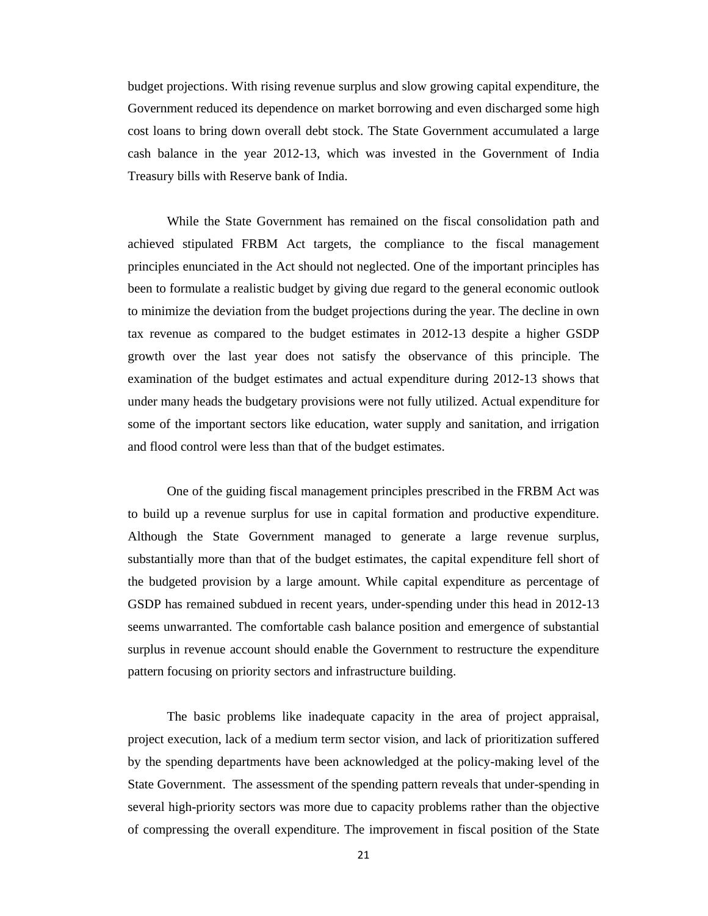budget projections. With rising revenue surplus and slow growing capital expenditure, the Government reduced its dependence on market borrowing and even discharged some high cost loans to bring down overall debt stock. The State Government accumulated a large cash balance in the year 2012-13, which was invested in the Government of India Treasury bills with Reserve bank of India.

While the State Government has remained on the fiscal consolidation path and achieved stipulated FRBM Act targets, the compliance to the fiscal management principles enunciated in the Act should not neglected. One of the important principles has been to formulate a realistic budget by giving due regard to the general economic outlook to minimize the deviation from the budget projections during the year. The decline in own tax revenue as compared to the budget estimates in 2012-13 despite a higher GSDP growth over the last year does not satisfy the observance of this principle. The examination of the budget estimates and actual expenditure during 2012-13 shows that under many heads the budgetary provisions were not fully utilized. Actual expenditure for some of the important sectors like education, water supply and sanitation, and irrigation and flood control were less than that of the budget estimates.

One of the guiding fiscal management principles prescribed in the FRBM Act was to build up a revenue surplus for use in capital formation and productive expenditure. Although the State Government managed to generate a large revenue surplus, substantially more than that of the budget estimates, the capital expenditure fell short of the budgeted provision by a large amount. While capital expenditure as percentage of GSDP has remained subdued in recent years, under-spending under this head in 2012-13 seems unwarranted. The comfortable cash balance position and emergence of substantial surplus in revenue account should enable the Government to restructure the expenditure pattern focusing on priority sectors and infrastructure building.

The basic problems like inadequate capacity in the area of project appraisal, project execution, lack of a medium term sector vision, and lack of prioritization suffered by the spending departments have been acknowledged at the policy-making level of the State Government. The assessment of the spending pattern reveals that under-spending in several high-priority sectors was more due to capacity problems rather than the objective of compressing the overall expenditure. The improvement in fiscal position of the State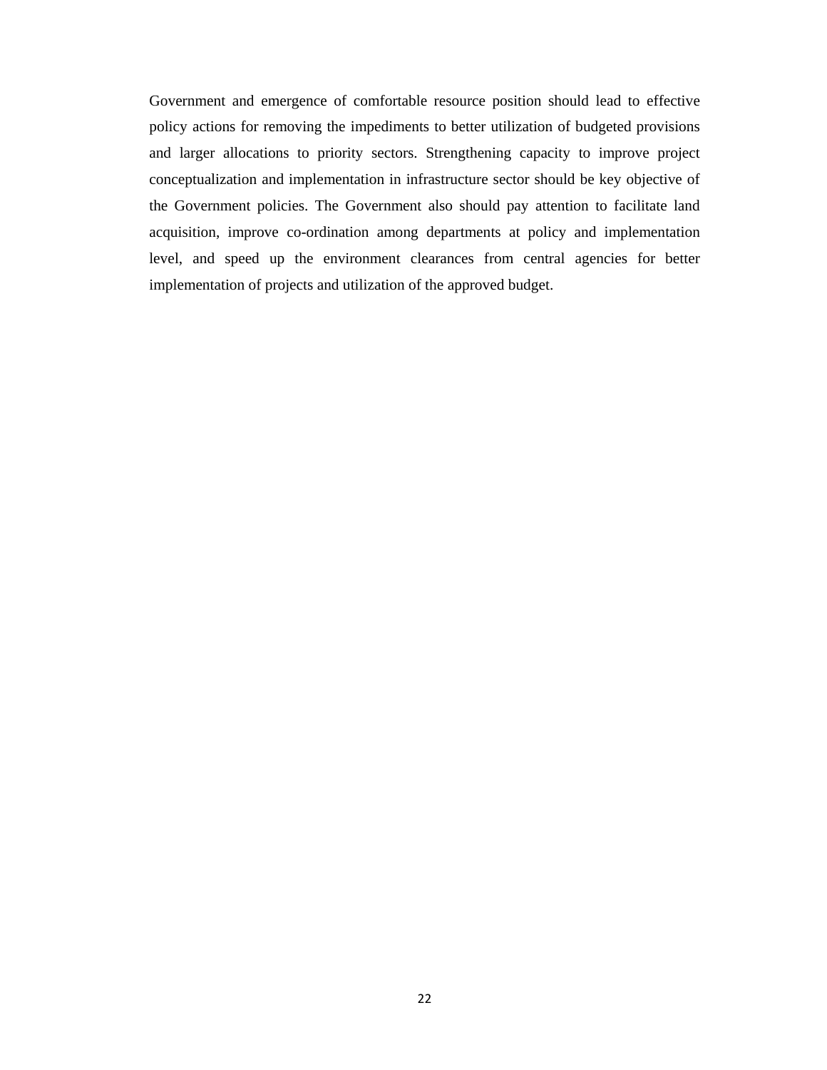Government and emergence of comfortable resource position should lead to effective policy actions for removing the impediments to better utilization of budgeted provisions and larger allocations to priority sectors. Strengthening capacity to improve project conceptualization and implementation in infrastructure sector should be key objective of the Government policies. The Government also should pay attention to facilitate land acquisition, improve co-ordination among departments at policy and implementation level, and speed up the environment clearances from central agencies for better implementation of projects and utilization of the approved budget.